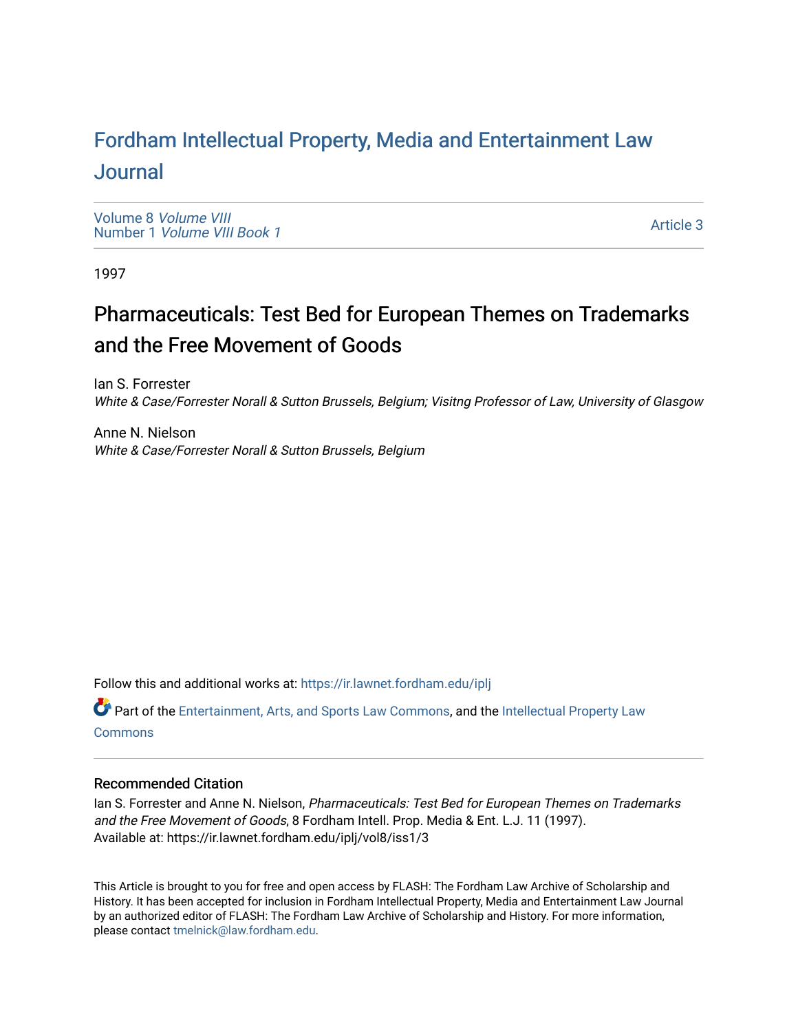# Fordham Intellectual Property, Media and Entertainment Law Journal

Volume 8 *Volume VIII*
Number 1 *Volume VIII Book 1*

Article 3

1997

## Pharmaceuticals: Test Bed for European Themes on Trademarks and the Free Movement of Goods

Ian S. Forrester
*White & Case/Forrester Norall & Sutton Brussels, Belgium; Visitng Professor of Law, University of Glasgow*

Anne N. Nielson
*White & Case/Forrester Norall & Sutton Brussels, Belgium*

Follow this and additional works at: https://ir.lawnet.fordham.edu/iplj

Part of the Entertainment, Arts, and Sports Law Commons, and the Intellectual Property Law Commons

### Recommended Citation

Ian S. Forrester and Anne N. Nielson, *Pharmaceuticals: Test Bed for European Themes on Trademarks and the Free Movement of Goods*, 8 Fordham Intell. Prop. Media & Ent. L.J. 11 (1997).
Available at: https://ir.lawnet.fordham.edu/iplj/vol8/iss1/3

This Article is brought to you for free and open access by FLASH: The Fordham Law Archive of Scholarship and History. It has been accepted for inclusion in Fordham Intellectual Property, Media and Entertainment Law Journal by an authorized editor of FLASH: The Fordham Law Archive of Scholarship and History. For more information, please contact tmelnick@law.fordham.edu.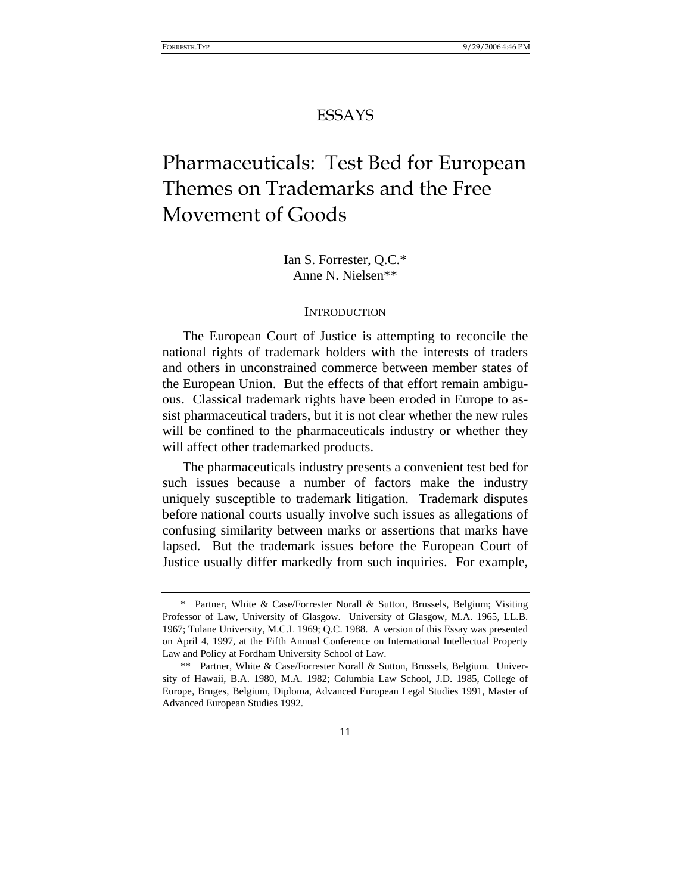ESSAYS

# Pharmaceuticals: Test Bed for European Themes on Trademarks and the Free Movement of Goods

Ian S. Forrester, Q.C.*
Anne N. Nielsen**

## INTRODUCTION

The European Court of Justice is attempting to reconcile the national rights of trademark holders with the interests of traders and others in unconstrained commerce between member states of the European Union. But the effects of that effort remain ambiguous. Classical trademark rights have been eroded in Europe to assist pharmaceutical traders, but it is not clear whether the new rules will be confined to the pharmaceuticals industry or whether they will affect other trademarked products.

The pharmaceuticals industry presents a convenient test bed for such issues because a number of factors make the industry uniquely susceptible to trademark litigation. Trademark disputes before national courts usually involve such issues as allegations of confusing similarity between marks or assertions that marks have lapsed. But the trademark issues before the European Court of Justice usually differ markedly from such inquiries. For example,

---

\* Partner, White & Case/Forrester Norall & Sutton, Brussels, Belgium; Visiting Professor of Law, University of Glasgow. University of Glasgow, M.A. 1965, LL.B. 1967; Tulane University, M.C.L 1969; Q.C. 1988. A version of this Essay was presented on April 4, 1997, at the Fifth Annual Conference on International Intellectual Property Law and Policy at Fordham University School of Law.

\*\* Partner, White & Case/Forrester Norall & Sutton, Brussels, Belgium. University of Hawaii, B.A. 1980, M.A. 1982; Columbia Law School, J.D. 1985, College of Europe, Bruges, Belgium, Diploma, Advanced European Legal Studies 1991, Master of Advanced European Studies 1992.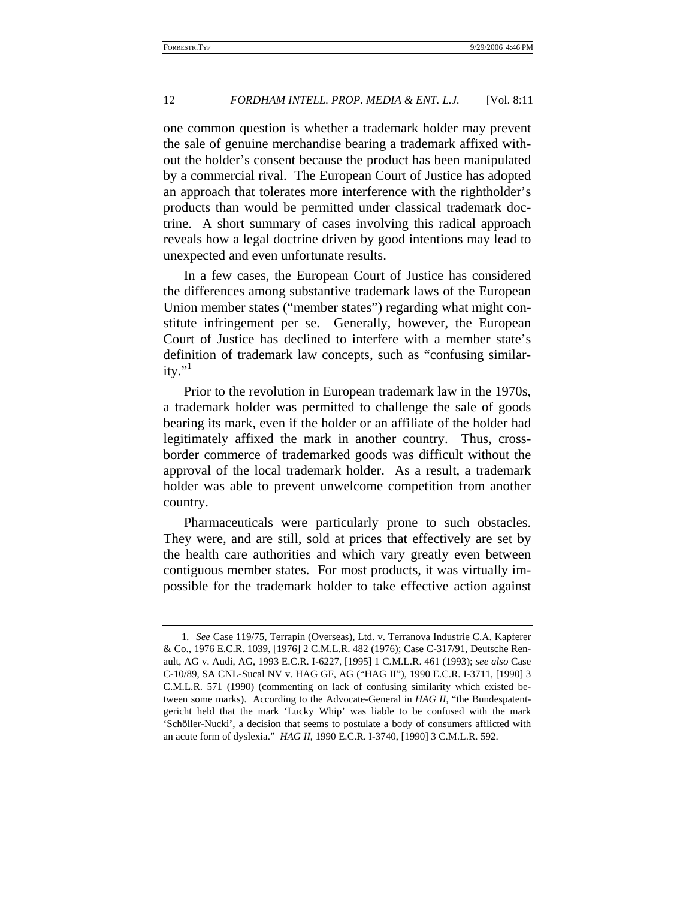one common question is whether a trademark holder may prevent the sale of genuine merchandise bearing a trademark affixed without the holder's consent because the product has been manipulated by a commercial rival. The European Court of Justice has adopted an approach that tolerates more interference with the rightholder's products than would be permitted under classical trademark doctrine. A short summary of cases involving this radical approach reveals how a legal doctrine driven by good intentions may lead to unexpected and even unfortunate results.

In a few cases, the European Court of Justice has considered the differences among substantive trademark laws of the European Union member states ("member states") regarding what might constitute infringement per se. Generally, however, the European Court of Justice has declined to interfere with a member state's definition of trademark law concepts, such as "confusing similarity."[1]

Prior to the revolution in European trademark law in the 1970s, a trademark holder was permitted to challenge the sale of goods bearing its mark, even if the holder or an affiliate of the holder had legitimately affixed the mark in another country. Thus, cross-border commerce of trademarked goods was difficult without the approval of the local trademark holder. As a result, a trademark holder was able to prevent unwelcome competition from another country.

Pharmaceuticals were particularly prone to such obstacles. They were, and are still, sold at prices that effectively are set by the health care authorities and which vary greatly even between contiguous member states. For most products, it was virtually impossible for the trademark holder to take effective action against

---

1. *See* Case 119/75, Terrapin (Overseas), Ltd. v. Terranova Industrie C.A. Kapferer & Co., 1976 E.C.R. 1039, [1976] 2 C.M.L.R. 482 (1976); Case C-317/91, Deutsche Renault, AG v. Audi, AG, 1993 E.C.R. I-6227, [1995] 1 C.M.L.R. 461 (1993); *see also* Case C-10/89, SA CNL-Sucal NV v. HAG GF, AG ("HAG II"), 1990 E.C.R. I-3711, [1990] 3 C.M.L.R. 571 (1990) (commenting on lack of confusing similarity which existed between some marks). According to the Advocate-General in *HAG II*, "the Bundespatentgericht held that the mark 'Lucky Whip' was liable to be confused with the mark 'Schöller-Nucki', a decision that seems to postulate a body of consumers afflicted with an acute form of dyslexia." *HAG II*, 1990 E.C.R. I-3740, [1990] 3 C.M.L.R. 592.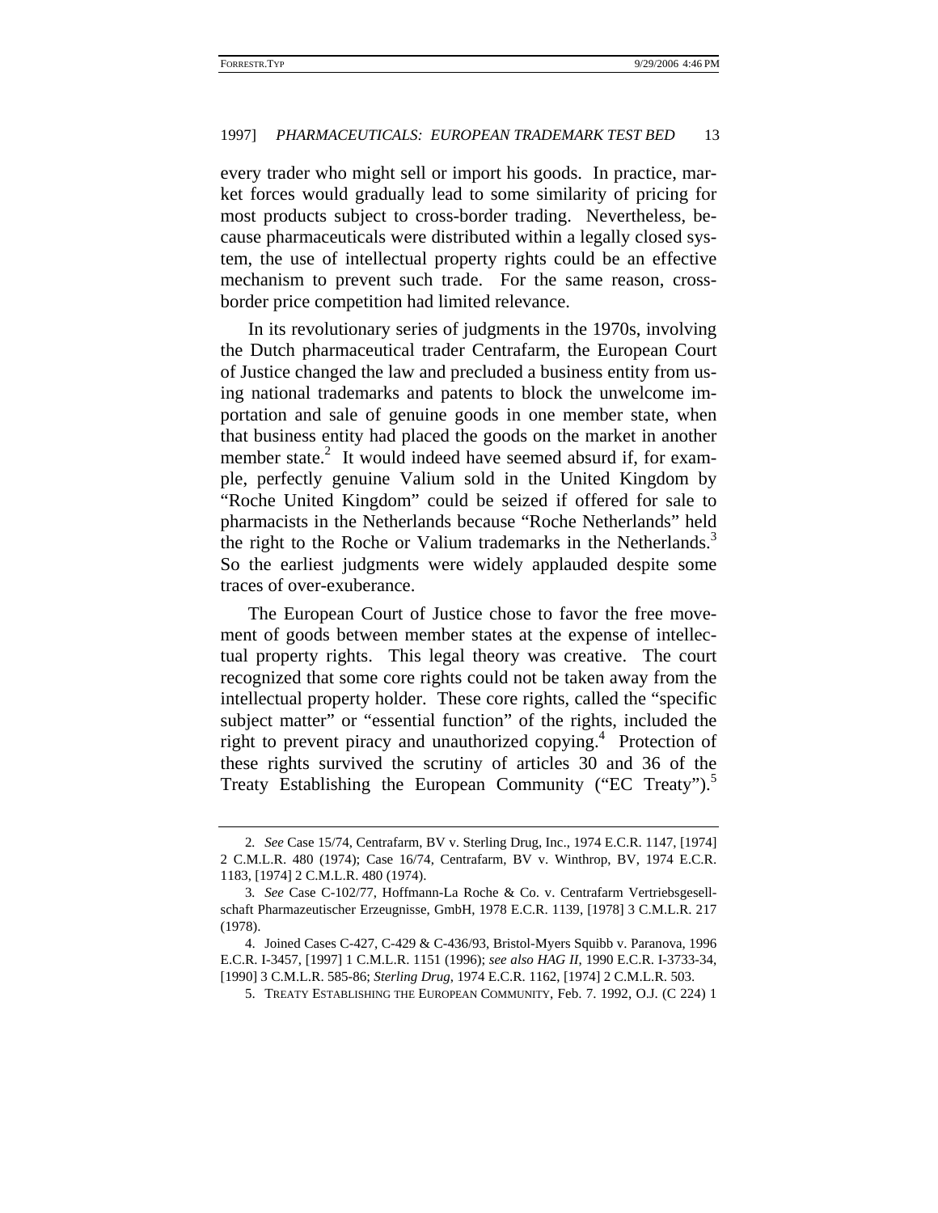every trader who might sell or import his goods. In practice, market forces would gradually lead to some similarity of pricing for most products subject to cross-border trading. Nevertheless, because pharmaceuticals were distributed within a legally closed system, the use of intellectual property rights could be an effective mechanism to prevent such trade. For the same reason, cross-border price competition had limited relevance.

In its revolutionary series of judgments in the 1970s, involving the Dutch pharmaceutical trader Centrafarm, the European Court of Justice changed the law and precluded a business entity from using national trademarks and patents to block the unwelcome importation and sale of genuine goods in one member state, when that business entity had placed the goods on the market in another member state.[2] It would indeed have seemed absurd if, for example, perfectly genuine Valium sold in the United Kingdom by "Roche United Kingdom" could be seized if offered for sale to pharmacists in the Netherlands because "Roche Netherlands" held the right to the Roche or Valium trademarks in the Netherlands.[3] So the earliest judgments were widely applauded despite some traces of over-exuberance.

The European Court of Justice chose to favor the free movement of goods between member states at the expense of intellectual property rights. This legal theory was creative. The court recognized that some core rights could not be taken away from the intellectual property holder. These core rights, called the "specific subject matter" or "essential function" of the rights, included the right to prevent piracy and unauthorized copying.[4] Protection of these rights survived the scrutiny of articles 30 and 36 of the Treaty Establishing the European Community ("EC Treaty").[5]

---

2. *See* Case 15/74, Centrafarm, BV v. Sterling Drug, Inc., 1974 E.C.R. 1147, [1974] 2 C.M.L.R. 480 (1974); Case 16/74, Centrafarm, BV v. Winthrop, BV, 1974 E.C.R. 1183, [1974] 2 C.M.L.R. 480 (1974).

3. *See* Case C-102/77, Hoffmann-La Roche & Co. v. Centrafarm Vertriebsgesellschaft Pharmazeutischer Erzeugnisse, GmbH, 1978 E.C.R. 1139, [1978] 3 C.M.L.R. 217 (1978).

4. Joined Cases C-427, C-429 & C-436/93, Bristol-Myers Squibb v. Paranova, 1996 E.C.R. I-3457, [1997] 1 C.M.L.R. 1151 (1996); *see also HAG II*, 1990 E.C.R. I-3733-34, [1990] 3 C.M.L.R. 585-86; *Sterling Drug*, 1974 E.C.R. 1162, [1974] 2 C.M.L.R. 503.

5. TREATY ESTABLISHING THE EUROPEAN COMMUNITY, Feb. 7. 1992, O.J. (C 224) 1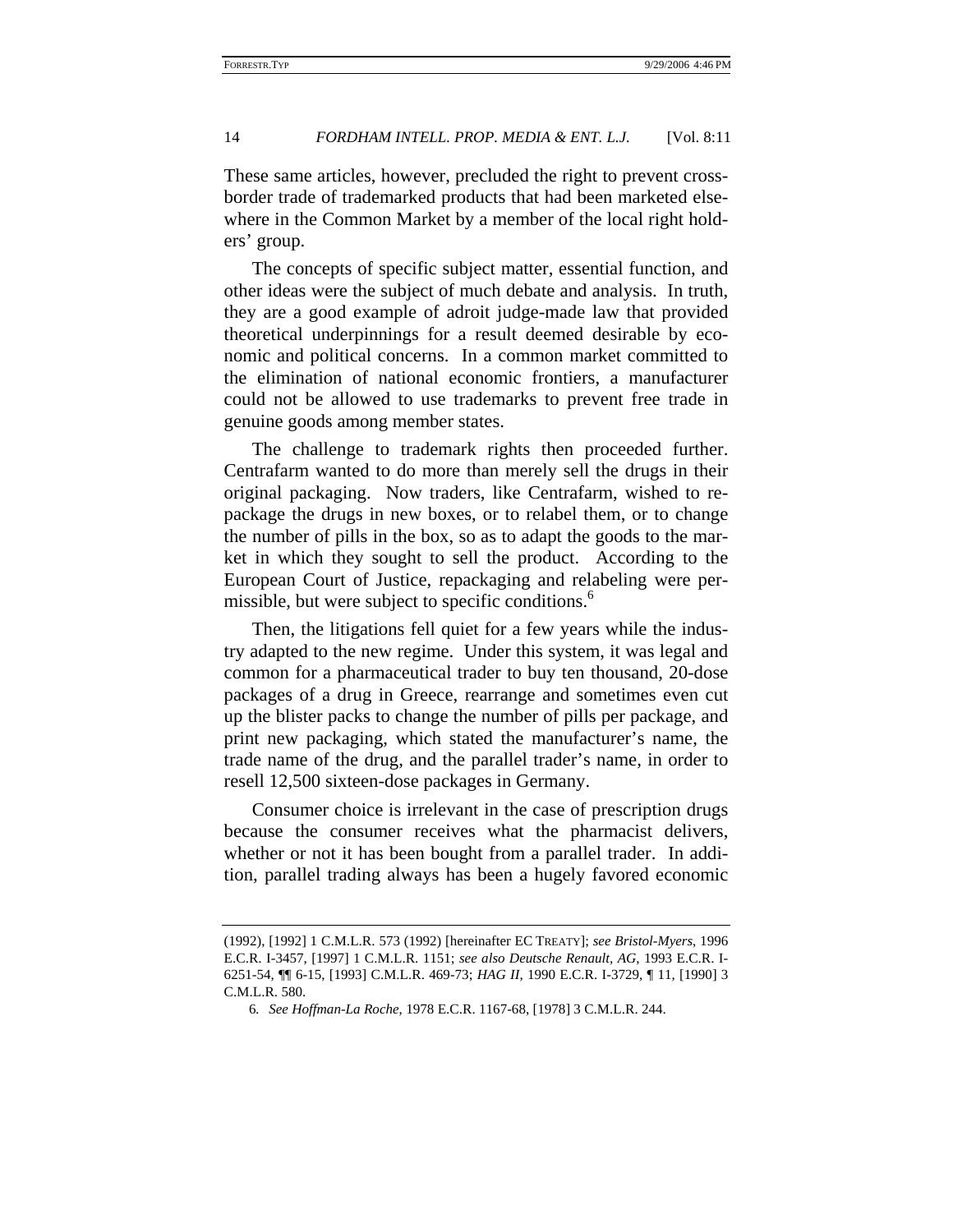These same articles, however, precluded the right to prevent cross-border trade of trademarked products that had been marketed elsewhere in the Common Market by a member of the local right holders' group.

The concepts of specific subject matter, essential function, and other ideas were the subject of much debate and analysis. In truth, they are a good example of adroit judge-made law that provided theoretical underpinnings for a result deemed desirable by economic and political concerns. In a common market committed to the elimination of national economic frontiers, a manufacturer could not be allowed to use trademarks to prevent free trade in genuine goods among member states.

The challenge to trademark rights then proceeded further. Centrafarm wanted to do more than merely sell the drugs in their original packaging. Now traders, like Centrafarm, wished to repackage the drugs in new boxes, or to relabel them, or to change the number of pills in the box, so as to adapt the goods to the market in which they sought to sell the product. According to the European Court of Justice, repackaging and relabeling were permissible, but were subject to specific conditions.[6]

Then, the litigations fell quiet for a few years while the industry adapted to the new regime. Under this system, it was legal and common for a pharmaceutical trader to buy ten thousand, 20-dose packages of a drug in Greece, rearrange and sometimes even cut up the blister packs to change the number of pills per package, and print new packaging, which stated the manufacturer's name, the trade name of the drug, and the parallel trader's name, in order to resell 12,500 sixteen-dose packages in Germany.

Consumer choice is irrelevant in the case of prescription drugs because the consumer receives what the pharmacist delivers, whether or not it has been bought from a parallel trader. In addition, parallel trading always has been a hugely favored economic

---

(1992), [1992] 1 C.M.L.R. 573 (1992) [hereinafter EC TREATY]; *see Bristol-Myers*, 1996 E.C.R. I-3457, [1997] 1 C.M.L.R. 1151; *see also Deutsche Renault, AG*, 1993 E.C.R. I-6251-54, ¶¶ 6-15, [1993] C.M.L.R. 469-73; *HAG II*, 1990 E.C.R. I-3729, ¶ 11, [1990] 3 C.M.L.R. 580.

6. *See Hoffman-La Roche*, 1978 E.C.R. 1167-68, [1978] 3 C.M.L.R. 244.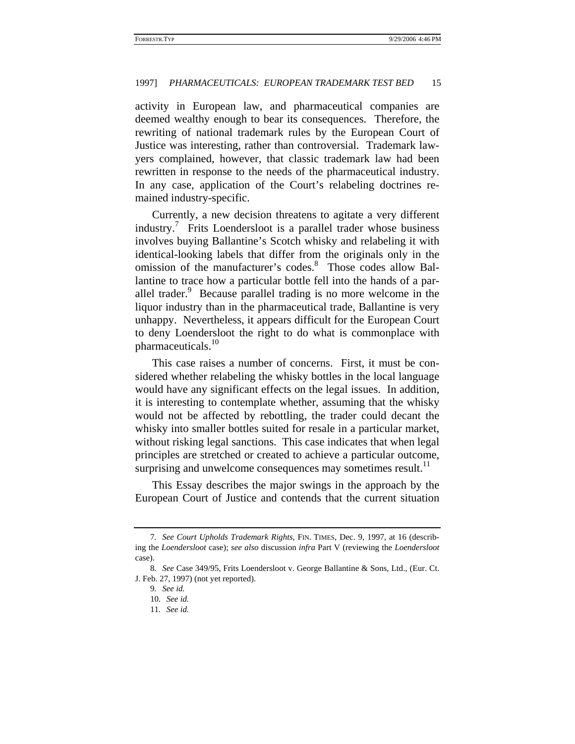activity in European law, and pharmaceutical companies are deemed wealthy enough to bear its consequences. Therefore, the rewriting of national trademark rules by the European Court of Justice was interesting, rather than controversial. Trademark lawyers complained, however, that classic trademark law had been rewritten in response to the needs of the pharmaceutical industry. In any case, application of the Court's relabeling doctrines remained industry-specific.

Currently, a new decision threatens to agitate a very different industry.[7] Frits Loendersloot is a parallel trader whose business involves buying Ballantine's Scotch whisky and relabeling it with identical-looking labels that differ from the originals only in the omission of the manufacturer's codes.[8] Those codes allow Ballantine to trace how a particular bottle fell into the hands of a parallel trader.[9] Because parallel trading is no more welcome in the liquor industry than in the pharmaceutical trade, Ballantine is very unhappy. Nevertheless, it appears difficult for the European Court to deny Loendersloot the right to do what is commonplace with pharmaceuticals.[10]

This case raises a number of concerns. First, it must be considered whether relabeling the whisky bottles in the local language would have any significant effects on the legal issues. In addition, it is interesting to contemplate whether, assuming that the whisky would not be affected by rebottling, the trader could decant the whisky into smaller bottles suited for resale in a particular market, without risking legal sanctions. This case indicates that when legal principles are stretched or created to achieve a particular outcome, surprising and unwelcome consequences may sometimes result.[11]

This Essay describes the major swings in the approach by the European Court of Justice and contends that the current situation

---

7. *See Court Upholds Trademark Rights*, FIN. TIMES, Dec. 9, 1997, at 16 (describing the *Loendersloot* case); *see also* discussion *infra* Part V (reviewing the *Loendersloot* case).

8. *See* Case 349/95, Frits Loendersloot v. George Ballantine & Sons, Ltd., (Eur. Ct. J. Feb. 27, 1997) (not yet reported).

9. *See id.*

10. *See id.*

11. *See id.*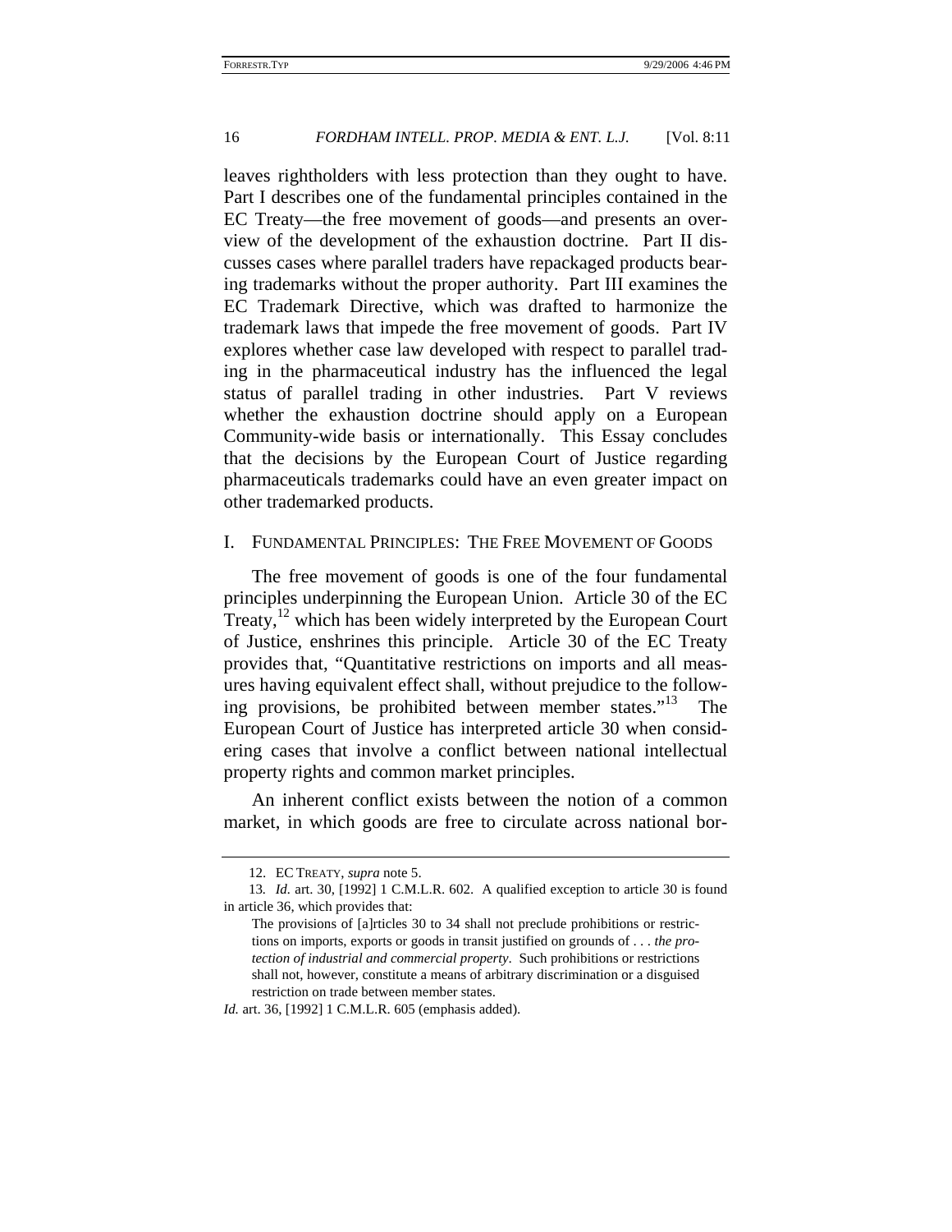leaves rightholders with less protection than they ought to have. Part I describes one of the fundamental principles contained in the EC Treaty—the free movement of goods—and presents an overview of the development of the exhaustion doctrine. Part II discusses cases where parallel traders have repackaged products bearing trademarks without the proper authority. Part III examines the EC Trademark Directive, which was drafted to harmonize the trademark laws that impede the free movement of goods. Part IV explores whether case law developed with respect to parallel trading in the pharmaceutical industry has the influenced the legal status of parallel trading in other industries. Part V reviews whether the exhaustion doctrine should apply on a European Community-wide basis or internationally. This Essay concludes that the decisions by the European Court of Justice regarding pharmaceuticals trademarks could have an even greater impact on other trademarked products.

## I. FUNDAMENTAL PRINCIPLES: THE FREE MOVEMENT OF GOODS

The free movement of goods is one of the four fundamental principles underpinning the European Union. Article 30 of the EC Treaty,[12] which has been widely interpreted by the European Court of Justice, enshrines this principle. Article 30 of the EC Treaty provides that, "Quantitative restrictions on imports and all measures having equivalent effect shall, without prejudice to the following provisions, be prohibited between member states."[13] The European Court of Justice has interpreted article 30 when considering cases that involve a conflict between national intellectual property rights and common market principles.

An inherent conflict exists between the notion of a common market, in which goods are free to circulate across national bor-

---

12. EC TREATY, *supra* note 5.

13. *Id.* art. 30, [1992] 1 C.M.L.R. 602. A qualified exception to article 30 is found in article 36, which provides that:

> The provisions of [a]rticles 30 to 34 shall not preclude prohibitions or restrictions on imports, exports or goods in transit justified on grounds of . . . *the protection of industrial and commercial property*. Such prohibitions or restrictions shall not, however, constitute a means of arbitrary discrimination or a disguised restriction on trade between member states.

*Id.* art. 36, [1992] 1 C.M.L.R. 605 (emphasis added).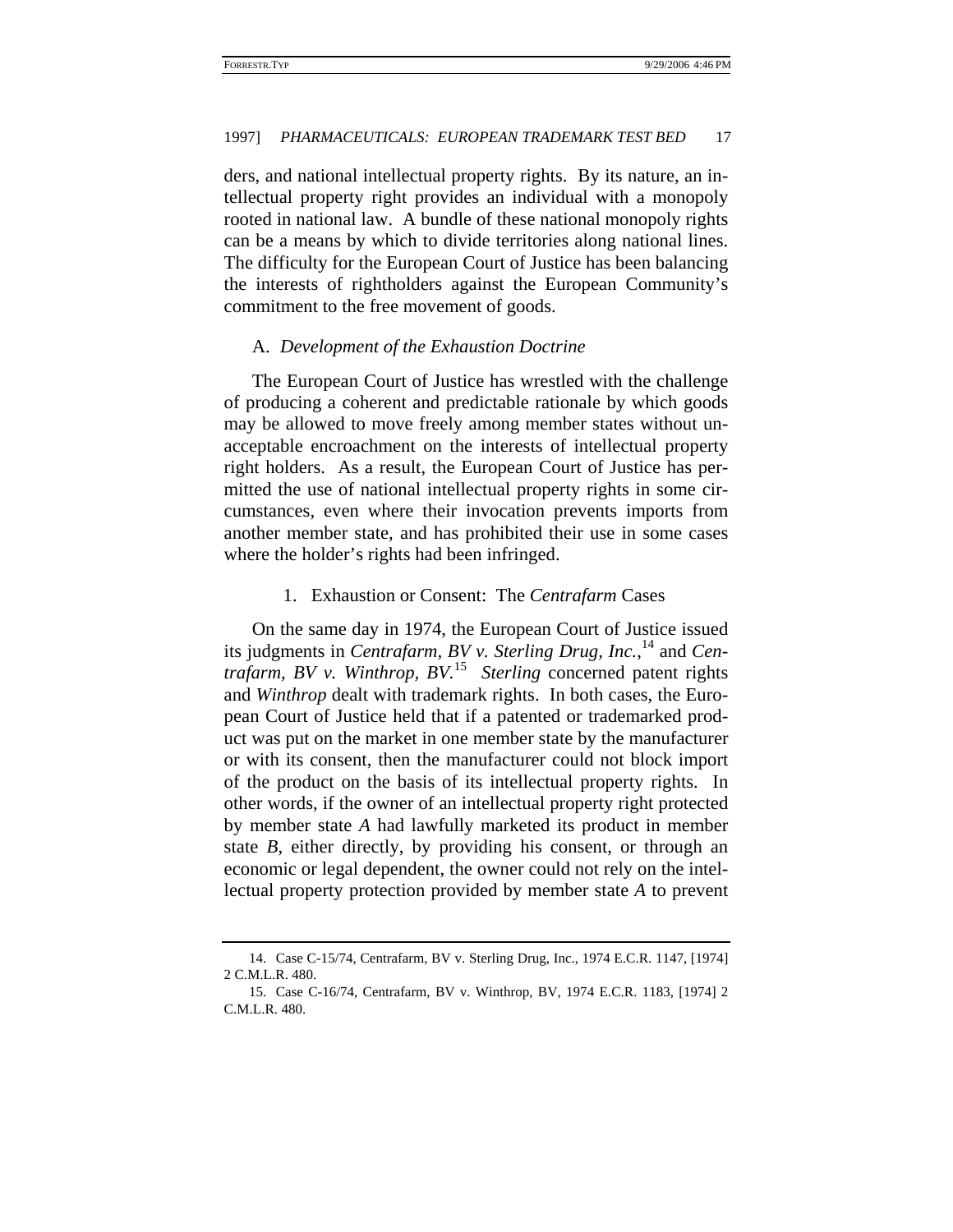ders, and national intellectual property rights. By its nature, an intellectual property right provides an individual with a monopoly rooted in national law. A bundle of these national monopoly rights can be a means by which to divide territories along national lines. The difficulty for the European Court of Justice has been balancing the interests of rightholders against the European Community's commitment to the free movement of goods.

### A. *Development of the Exhaustion Doctrine*

The European Court of Justice has wrestled with the challenge of producing a coherent and predictable rationale by which goods may be allowed to move freely among member states without unacceptable encroachment on the interests of intellectual property right holders. As a result, the European Court of Justice has permitted the use of national intellectual property rights in some circumstances, even where their invocation prevents imports from another member state, and has prohibited their use in some cases where the holder's rights had been infringed.

#### 1. Exhaustion or Consent: The *Centrafarm* Cases

On the same day in 1974, the European Court of Justice issued its judgments in *Centrafarm, BV v. Sterling Drug, Inc.*,[14] and *Centrafarm, BV v. Winthrop, BV.*[15] *Sterling* concerned patent rights and *Winthrop* dealt with trademark rights. In both cases, the European Court of Justice held that if a patented or trademarked product was put on the market in one member state by the manufacturer or with its consent, then the manufacturer could not block import of the product on the basis of its intellectual property rights. In other words, if the owner of an intellectual property right protected by member state *A* had lawfully marketed its product in member state *B*, either directly, by providing his consent, or through an economic or legal dependent, the owner could not rely on the intellectual property protection provided by member state *A* to prevent

---

14. Case C-15/74, Centrafarm, BV v. Sterling Drug, Inc., 1974 E.C.R. 1147, [1974] 2 C.M.L.R. 480.

15. Case C-16/74, Centrafarm, BV v. Winthrop, BV, 1974 E.C.R. 1183, [1974] 2 C.M.L.R. 480.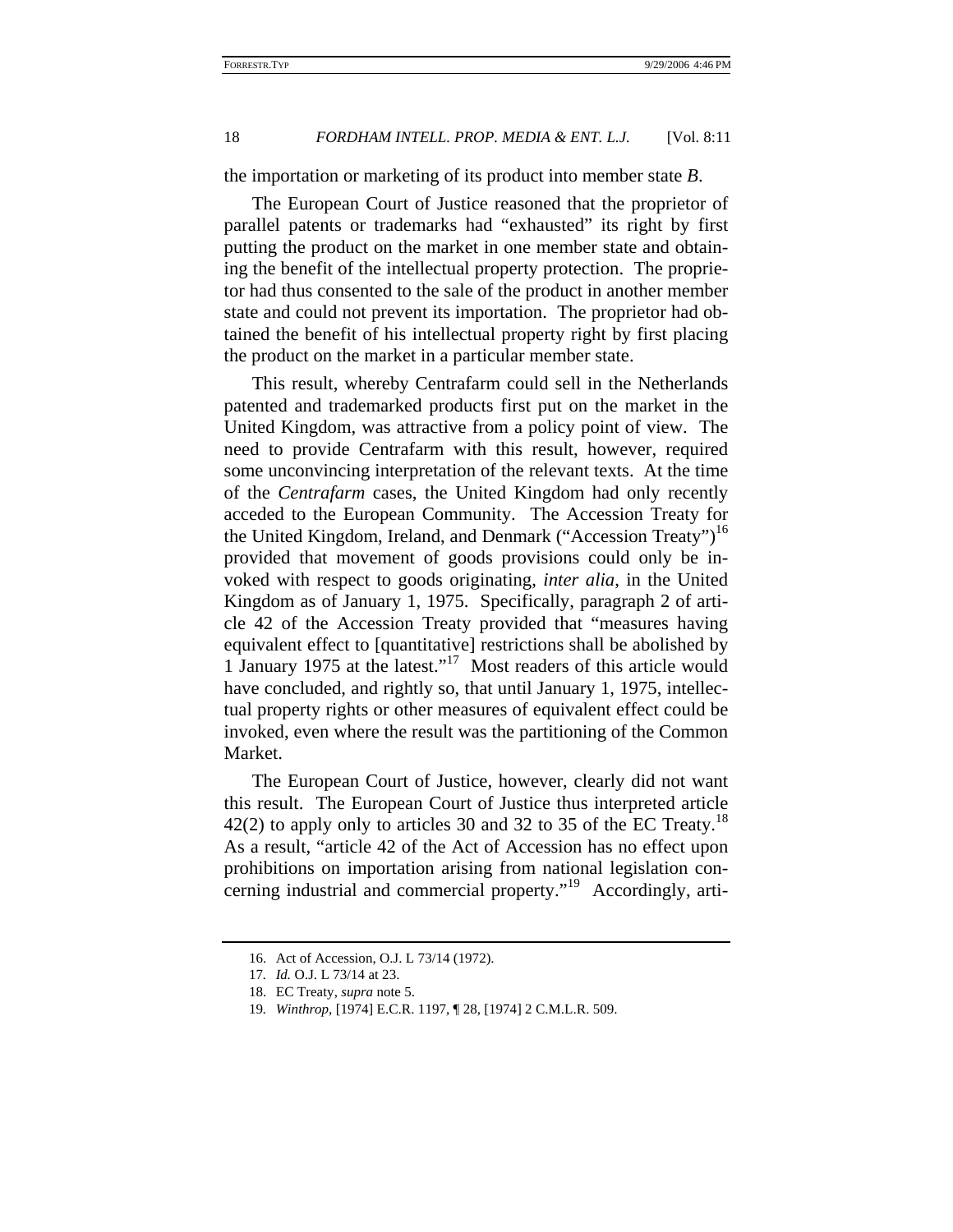the importation or marketing of its product into member state *B*.

The European Court of Justice reasoned that the proprietor of parallel patents or trademarks had "exhausted" its right by first putting the product on the market in one member state and obtaining the benefit of the intellectual property protection. The proprietor had thus consented to the sale of the product in another member state and could not prevent its importation. The proprietor had obtained the benefit of his intellectual property right by first placing the product on the market in a particular member state.

This result, whereby Centrafarm could sell in the Netherlands patented and trademarked products first put on the market in the United Kingdom, was attractive from a policy point of view. The need to provide Centrafarm with this result, however, required some unconvincing interpretation of the relevant texts. At the time of the *Centrafarm* cases, the United Kingdom had only recently acceded to the European Community. The Accession Treaty for the United Kingdom, Ireland, and Denmark ("Accession Treaty")[16] provided that movement of goods provisions could only be invoked with respect to goods originating, *inter alia*, in the United Kingdom as of January 1, 1975. Specifically, paragraph 2 of article 42 of the Accession Treaty provided that "measures having equivalent effect to [quantitative] restrictions shall be abolished by 1 January 1975 at the latest."[17] Most readers of this article would have concluded, and rightly so, that until January 1, 1975, intellectual property rights or other measures of equivalent effect could be invoked, even where the result was the partitioning of the Common Market.

The European Court of Justice, however, clearly did not want this result. The European Court of Justice thus interpreted article 42(2) to apply only to articles 30 and 32 to 35 of the EC Treaty.[18] As a result, "article 42 of the Act of Accession has no effect upon prohibitions on importation arising from national legislation concerning industrial and commercial property."[19] Accordingly, arti-

16. Act of Accession, O.J. L 73/14 (1972).

17. *Id.* O.J. L 73/14 at 23.

18. EC Treaty, *supra* note 5.

19. *Winthrop*, [1974] E.C.R. 1197, ¶ 28, [1974] 2 C.M.L.R. 509.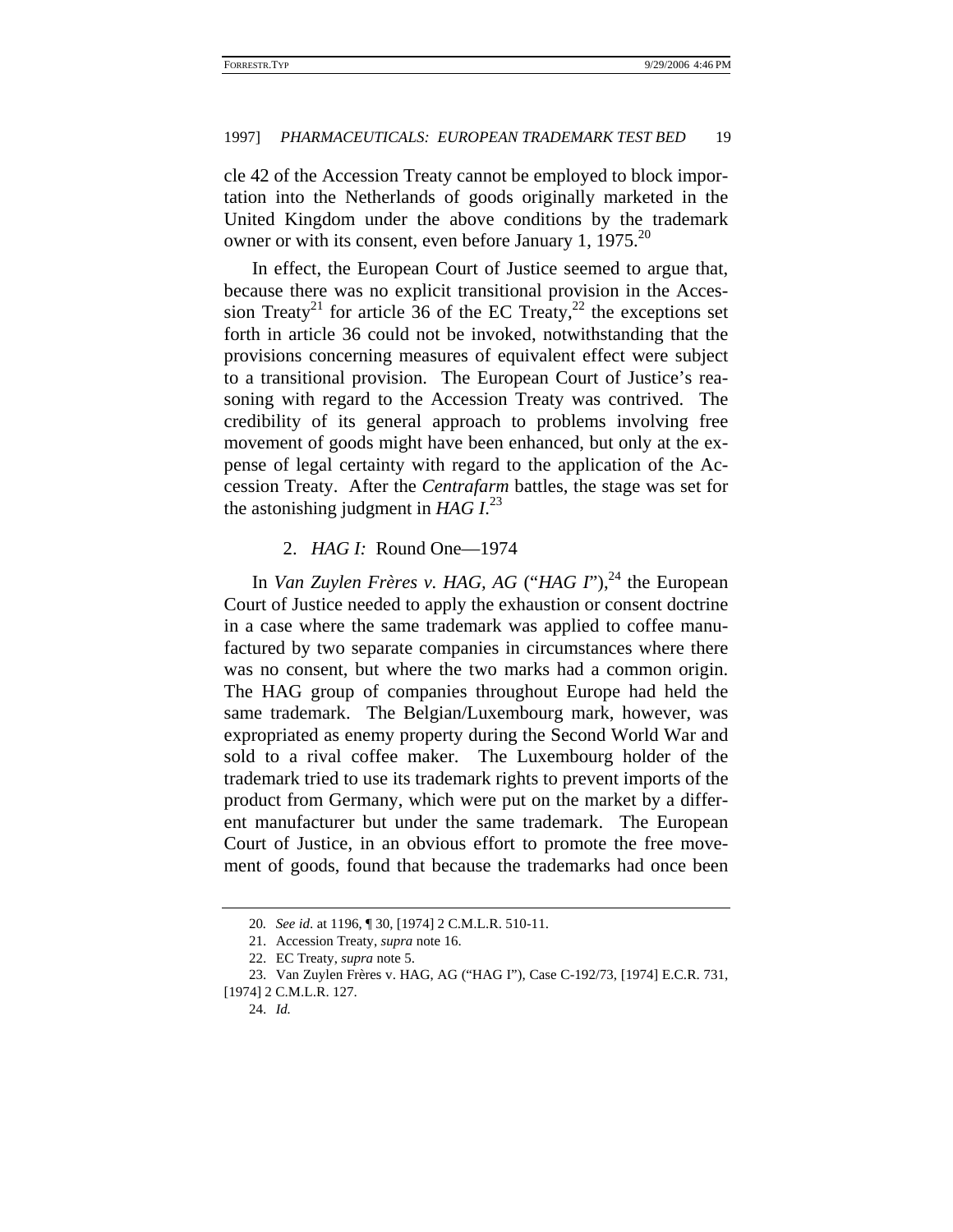cle 42 of the Accession Treaty cannot be employed to block importation into the Netherlands of goods originally marketed in the United Kingdom under the above conditions by the trademark owner or with its consent, even before January 1, 1975.[20]

In effect, the European Court of Justice seemed to argue that, because there was no explicit transitional provision in the Accession Treaty[21] for article 36 of the EC Treaty,[22] the exceptions set forth in article 36 could not be invoked, notwithstanding that the provisions concerning measures of equivalent effect were subject to a transitional provision. The European Court of Justice's reasoning with regard to the Accession Treaty was contrived. The credibility of its general approach to problems involving free movement of goods might have been enhanced, but only at the expense of legal certainty with regard to the application of the Accession Treaty. After the *Centrafarm* battles, the stage was set for the astonishing judgment in *HAG I*.[23]

### 2. *HAG I:* Round One—1974

In *Van Zuylen Frères v. HAG, AG* ("*HAG I*"),[24] the European Court of Justice needed to apply the exhaustion or consent doctrine in a case where the same trademark was applied to coffee manufactured by two separate companies in circumstances where there was no consent, but where the two marks had a common origin. The HAG group of companies throughout Europe had held the same trademark. The Belgian/Luxembourg mark, however, was expropriated as enemy property during the Second World War and sold to a rival coffee maker. The Luxembourg holder of the trademark tried to use its trademark rights to prevent imports of the product from Germany, which were put on the market by a different manufacturer but under the same trademark. The European Court of Justice, in an obvious effort to promote the free movement of goods, found that because the trademarks had once been

---

20. *See id*. at 1196, ¶ 30, [1974] 2 C.M.L.R. 510-11.

21. Accession Treaty, *supra* note 16.

22. EC Treaty, *supra* note 5.

23. Van Zuylen Frères v. HAG, AG ("HAG I"), Case C-192/73, [1974] E.C.R. 731, [1974] 2 C.M.L.R. 127.

24. *Id.*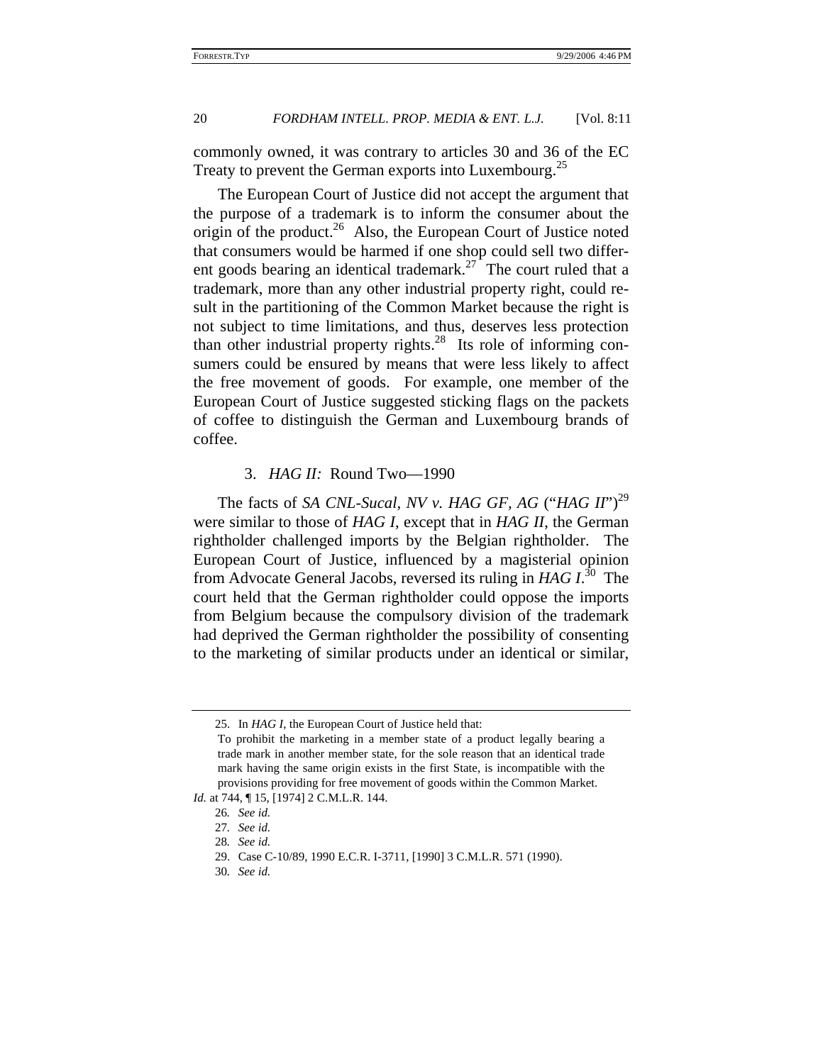commonly owned, it was contrary to articles 30 and 36 of the EC Treaty to prevent the German exports into Luxembourg.[25]

The European Court of Justice did not accept the argument that the purpose of a trademark is to inform the consumer about the origin of the product.[26] Also, the European Court of Justice noted that consumers would be harmed if one shop could sell two different goods bearing an identical trademark.[27] The court ruled that a trademark, more than any other industrial property right, could result in the partitioning of the Common Market because the right is not subject to time limitations, and thus, deserves less protection than other industrial property rights.[28] Its role of informing consumers could be ensured by means that were less likely to affect the free movement of goods. For example, one member of the European Court of Justice suggested sticking flags on the packets of coffee to distinguish the German and Luxembourg brands of coffee.

### 3. *HAG II:* Round Two—1990

The facts of *SA CNL-Sucal, NV v. HAG GF, AG* ("*HAG II*")[29] were similar to those of *HAG I*, except that in *HAG II*, the German rightholder challenged imports by the Belgian rightholder. The European Court of Justice, influenced by a magisterial opinion from Advocate General Jacobs, reversed its ruling in *HAG I*.[30] The court held that the German rightholder could oppose the imports from Belgium because the compulsory division of the trademark had deprived the German rightholder the possibility of consenting to the marketing of similar products under an identical or similar,

---

25. In *HAG I*, the European Court of Justice held that:

> To prohibit the marketing in a member state of a product legally bearing a trade mark in another member state, for the sole reason that an identical trade mark having the same origin exists in the first State, is incompatible with the provisions providing for free movement of goods within the Common Market.

*Id.* at 744, ¶ 15, [1974] 2 C.M.L.R. 144.

26. *See id.*

27. *See id.*

28. *See id.*

29. Case C-10/89, 1990 E.C.R. I-3711, [1990] 3 C.M.L.R. 571 (1990).

30. *See id.*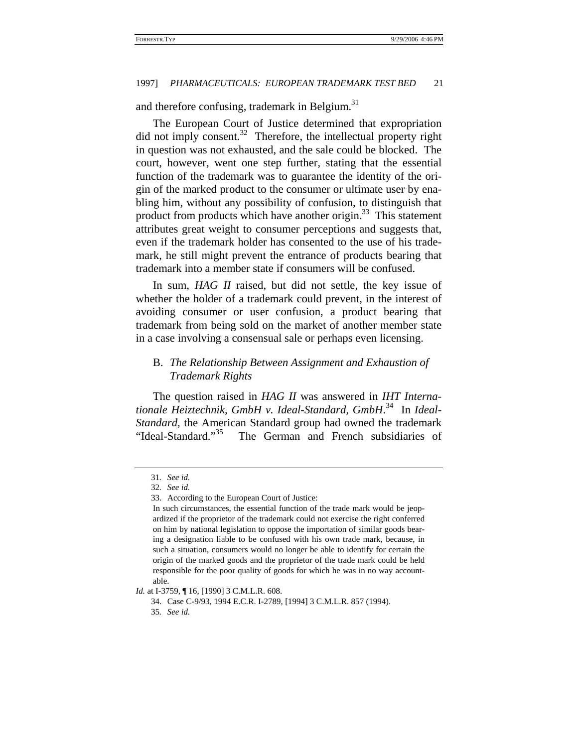and therefore confusing, trademark in Belgium.[31]

The European Court of Justice determined that expropriation did not imply consent.[32] Therefore, the intellectual property right in question was not exhausted, and the sale could be blocked. The court, however, went one step further, stating that the essential function of the trademark was to guarantee the identity of the origin of the marked product to the consumer or ultimate user by enabling him, without any possibility of confusion, to distinguish that product from products which have another origin.[33] This statement attributes great weight to consumer perceptions and suggests that, even if the trademark holder has consented to the use of his trademark, he still might prevent the entrance of products bearing that trademark into a member state if consumers will be confused.

In sum, *HAG II* raised, but did not settle, the key issue of whether the holder of a trademark could prevent, in the interest of avoiding consumer or user confusion, a product bearing that trademark from being sold on the market of another member state in a case involving a consensual sale or perhaps even licensing.

## B. *The Relationship Between Assignment and Exhaustion of Trademark Rights*

The question raised in *HAG II* was answered in *IHT Internationale Heiztechnik, GmbH v. Ideal-Standard, GmbH*.[34] In *Ideal-Standard*, the American Standard group had owned the trademark "Ideal-Standard."[35] The German and French subsidiaries of

---

31. *See id.*

32. *See id.*

33. According to the European Court of Justice:

In such circumstances, the essential function of the trade mark would be jeopardized if the proprietor of the trademark could not exercise the right conferred on him by national legislation to oppose the importation of similar goods bearing a designation liable to be confused with his own trade mark, because, in such a situation, consumers would no longer be able to identify for certain the origin of the marked goods and the proprietor of the trade mark could be held responsible for the poor quality of goods for which he was in no way accountable.

*Id.* at I-3759, ¶ 16, [1990] 3 C.M.L.R. 608.

34. Case C-9/93, 1994 E.C.R. I-2789, [1994] 3 C.M.L.R. 857 (1994).

35. *See id.*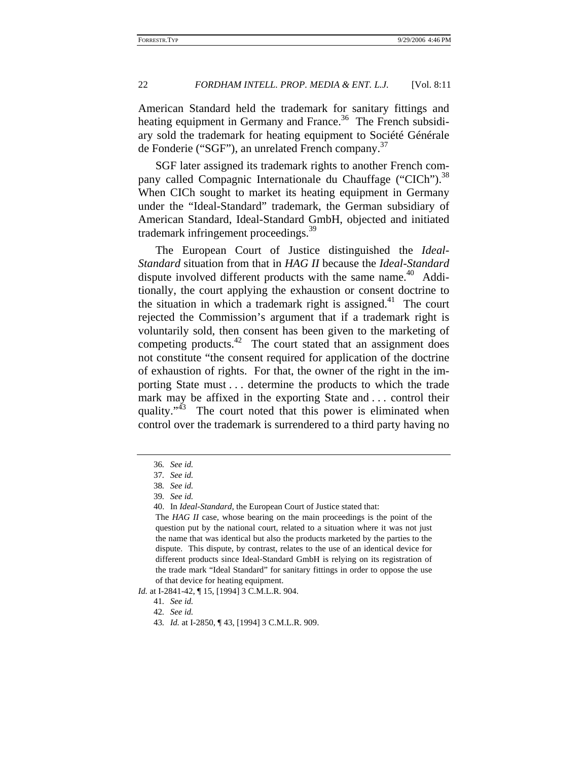American Standard held the trademark for sanitary fittings and heating equipment in Germany and France.[36] The French subsidiary sold the trademark for heating equipment to Société Générale de Fonderie ("SGF"), an unrelated French company.[37]

SGF later assigned its trademark rights to another French company called Compagnic Internationale du Chauffage ("CICh").[38] When CICh sought to market its heating equipment in Germany under the "Ideal-Standard" trademark, the German subsidiary of American Standard, Ideal-Standard GmbH, objected and initiated trademark infringement proceedings.[39]

The European Court of Justice distinguished the *Ideal-Standard* situation from that in *HAG II* because the *Ideal-Standard* dispute involved different products with the same name.[40] Additionally, the court applying the exhaustion or consent doctrine to the situation in which a trademark right is assigned.[41] The court rejected the Commission's argument that if a trademark right is voluntarily sold, then consent has been given to the marketing of competing products.[42] The court stated that an assignment does not constitute "the consent required for application of the doctrine of exhaustion of rights. For that, the owner of the right in the importing State must . . . determine the products to which the trade mark may be affixed in the exporting State and . . . control their quality."[43] The court noted that this power is eliminated when control over the trademark is surrendered to a third party having no

---

36. *See id.*

37. *See id.*

38. *See id.*

39. *See id.*

40. In *Ideal-Standard*, the European Court of Justice stated that:

> The *HAG II* case, whose bearing on the main proceedings is the point of the question put by the national court, related to a situation where it was not just the name that was identical but also the products marketed by the parties to the dispute. This dispute, by contrast, relates to the use of an identical device for different products since Ideal-Standard GmbH is relying on its registration of the trade mark "Ideal Standard" for sanitary fittings in order to oppose the use of that device for heating equipment.

*Id.* at I-2841-42, ¶ 15, [1994] 3 C.M.L.R. 904.

41. *See id.*

42. *See id.*

43. *Id.* at I-2850, ¶ 43, [1994] 3 C.M.L.R. 909.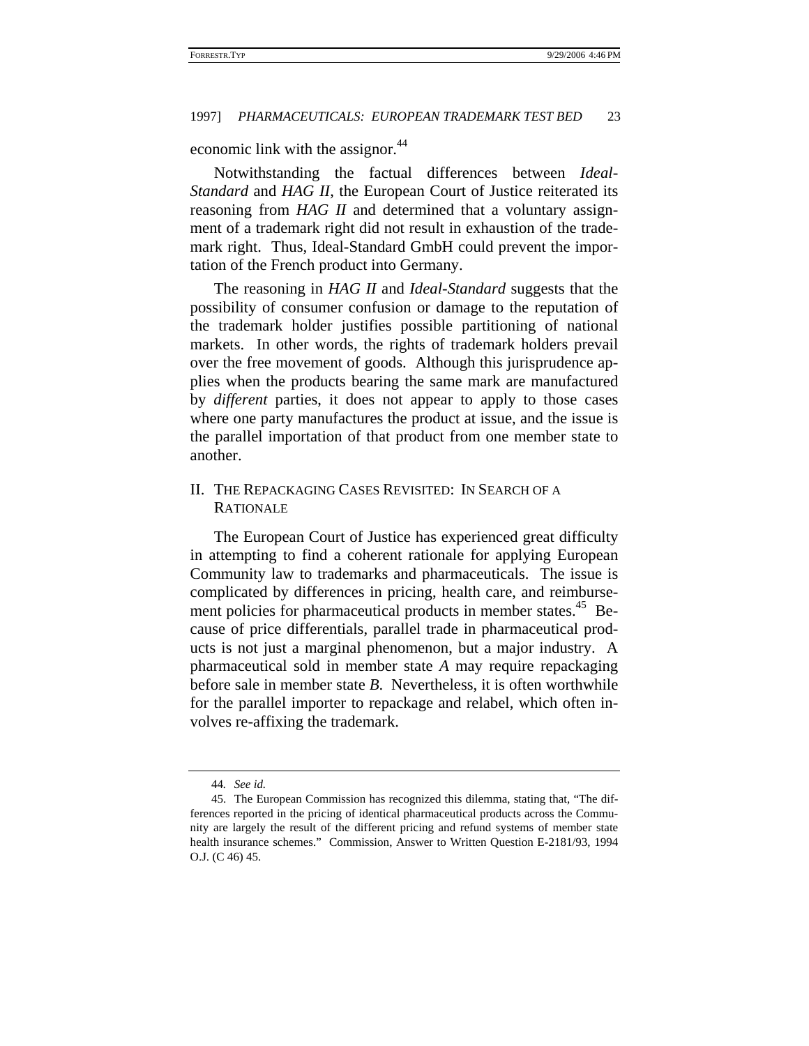economic link with the assignor.[44]

Notwithstanding the factual differences between *Ideal-Standard* and *HAG II*, the European Court of Justice reiterated its reasoning from *HAG II* and determined that a voluntary assignment of a trademark right did not result in exhaustion of the trademark right. Thus, Ideal-Standard GmbH could prevent the importation of the French product into Germany.

The reasoning in *HAG II* and *Ideal-Standard* suggests that the possibility of consumer confusion or damage to the reputation of the trademark holder justifies possible partitioning of national markets. In other words, the rights of trademark holders prevail over the free movement of goods. Although this jurisprudence applies when the products bearing the same mark are manufactured by *different* parties, it does not appear to apply to those cases where one party manufactures the product at issue, and the issue is the parallel importation of that product from one member state to another.

## II. THE REPACKAGING CASES REVISITED: IN SEARCH OF A RATIONALE

The European Court of Justice has experienced great difficulty in attempting to find a coherent rationale for applying European Community law to trademarks and pharmaceuticals. The issue is complicated by differences in pricing, health care, and reimbursement policies for pharmaceutical products in member states.[45] Because of price differentials, parallel trade in pharmaceutical products is not just a marginal phenomenon, but a major industry. A pharmaceutical sold in member state *A* may require repackaging before sale in member state *B*. Nevertheless, it is often worthwhile for the parallel importer to repackage and relabel, which often involves re-affixing the trademark.

---

44. *See id.*

45. The European Commission has recognized this dilemma, stating that, "The differences reported in the pricing of identical pharmaceutical products across the Community are largely the result of the different pricing and refund systems of member state health insurance schemes." Commission, Answer to Written Question E-2181/93, 1994 O.J. (C 46) 45.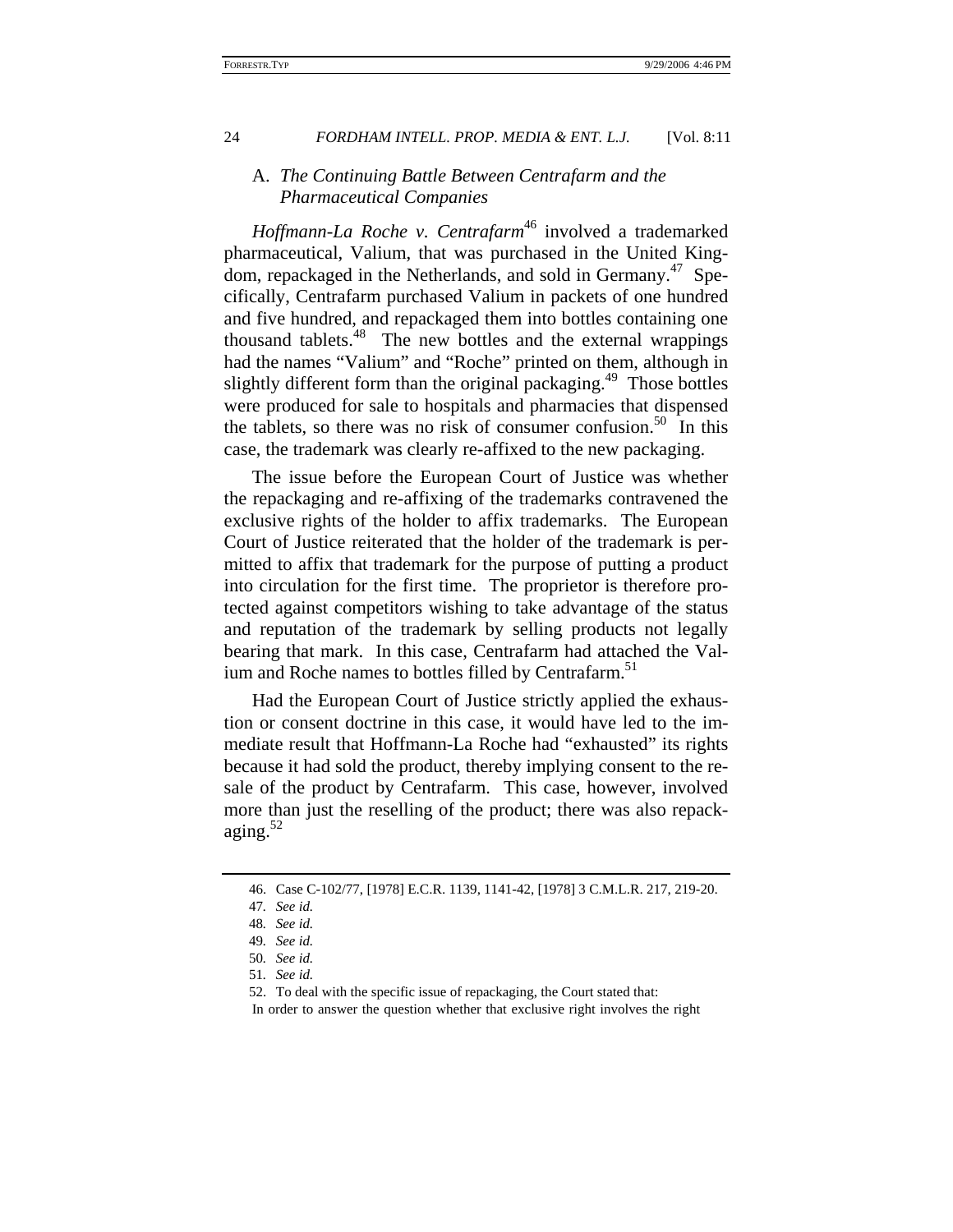### A. *The Continuing Battle Between Centrafarm and the Pharmaceutical Companies*

*Hoffmann-La Roche v. Centrafarm*[46] involved a trademarked pharmaceutical, Valium, that was purchased in the United Kingdom, repackaged in the Netherlands, and sold in Germany.[47] Specifically, Centrafarm purchased Valium in packets of one hundred and five hundred, and repackaged them into bottles containing one thousand tablets.[48] The new bottles and the external wrappings had the names "Valium" and "Roche" printed on them, although in slightly different form than the original packaging.[49] Those bottles were produced for sale to hospitals and pharmacies that dispensed the tablets, so there was no risk of consumer confusion.[50] In this case, the trademark was clearly re-affixed to the new packaging.

The issue before the European Court of Justice was whether the repackaging and re-affixing of the trademarks contravened the exclusive rights of the holder to affix trademarks. The European Court of Justice reiterated that the holder of the trademark is permitted to affix that trademark for the purpose of putting a product into circulation for the first time. The proprietor is therefore protected against competitors wishing to take advantage of the status and reputation of the trademark by selling products not legally bearing that mark. In this case, Centrafarm had attached the Valium and Roche names to bottles filled by Centrafarm.[51]

Had the European Court of Justice strictly applied the exhaustion or consent doctrine in this case, it would have led to the immediate result that Hoffmann-La Roche had "exhausted" its rights because it had sold the product, thereby implying consent to the resale of the product by Centrafarm. This case, however, involved more than just the reselling of the product; there was also repackaging.[52]

---

46. Case C-102/77, [1978] E.C.R. 1139, 1141-42, [1978] 3 C.M.L.R. 217, 219-20.

47. *See id.*

48. *See id.*

49. *See id.*

50. *See id.*

51. *See id.*

52. To deal with the specific issue of repackaging, the Court stated that:

In order to answer the question whether that exclusive right involves the right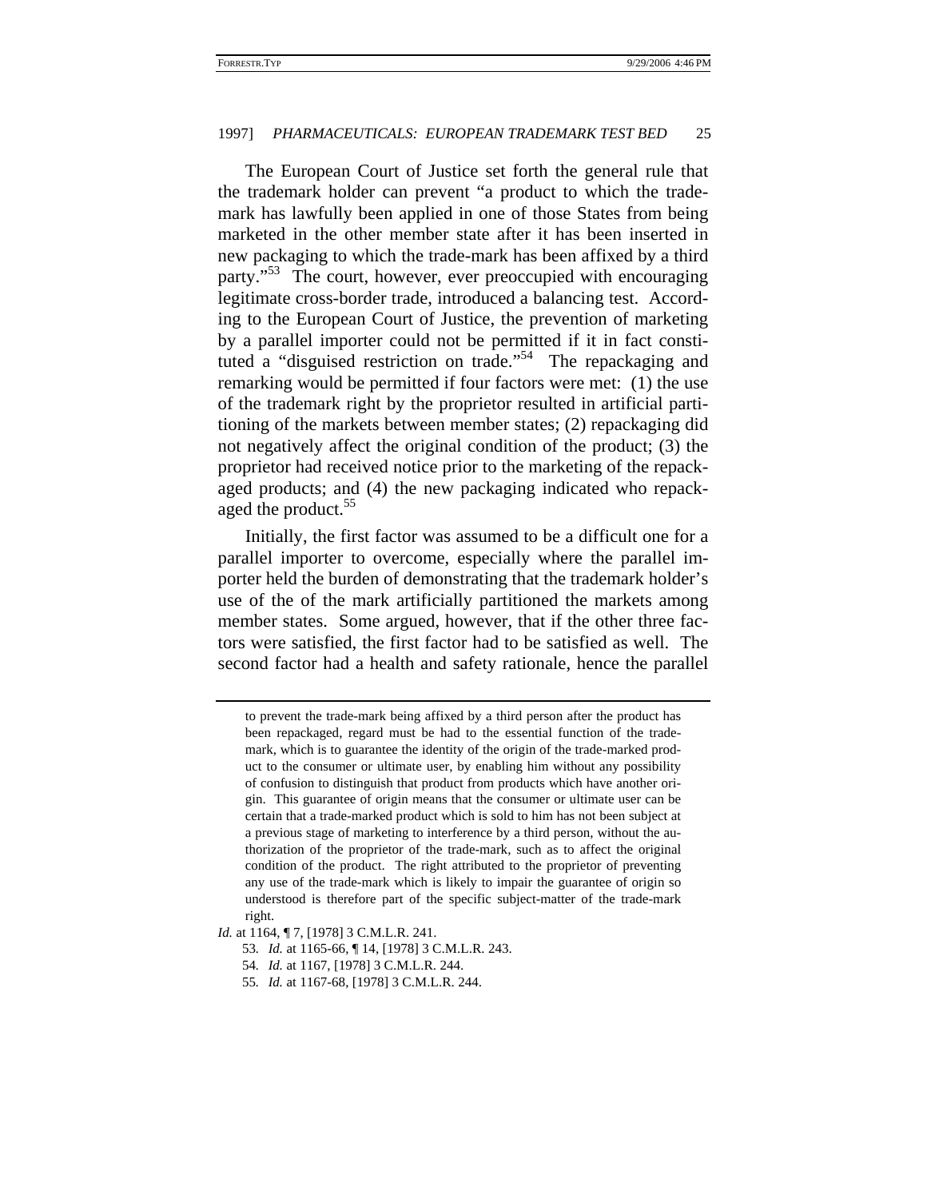The European Court of Justice set forth the general rule that the trademark holder can prevent "a product to which the trade-mark has lawfully been applied in one of those States from being marketed in the other member state after it has been inserted in new packaging to which the trade-mark has been affixed by a third party."[53] The court, however, ever preoccupied with encouraging legitimate cross-border trade, introduced a balancing test. According to the European Court of Justice, the prevention of marketing by a parallel importer could not be permitted if it in fact constituted a "disguised restriction on trade."[54] The repackaging and remarking would be permitted if four factors were met: (1) the use of the trademark right by the proprietor resulted in artificial partitioning of the markets between member states; (2) repackaging did not negatively affect the original condition of the product; (3) the proprietor had received notice prior to the marketing of the repackaged products; and (4) the new packaging indicated who repackaged the product.[55]

Initially, the first factor was assumed to be a difficult one for a parallel importer to overcome, especially where the parallel importer held the burden of demonstrating that the trademark holder's use of the of the mark artificially partitioned the markets among member states. Some argued, however, that if the other three factors were satisfied, the first factor had to be satisfied as well. The second factor had a health and safety rationale, hence the parallel

---

to prevent the trade-mark being affixed by a third person after the product has been repackaged, regard must be had to the essential function of the trade-mark, which is to guarantee the identity of the origin of the trade-marked product to the consumer or ultimate user, by enabling him without any possibility of confusion to distinguish that product from products which have another origin. This guarantee of origin means that the consumer or ultimate user can be certain that a trade-marked product which is sold to him has not been subject at a previous stage of marketing to interference by a third person, without the authorization of the proprietor of the trade-mark, such as to affect the original condition of the product. The right attributed to the proprietor of preventing any use of the trade-mark which is likely to impair the guarantee of origin so understood is therefore part of the specific subject-matter of the trade-mark right.

*Id.* at 1164, ¶ 7, [1978] 3 C.M.L.R. 241.

53. *Id.* at 1165-66, ¶ 14, [1978] 3 C.M.L.R. 243.

54. *Id.* at 1167, [1978] 3 C.M.L.R. 244.

55. *Id.* at 1167-68, [1978] 3 C.M.L.R. 244.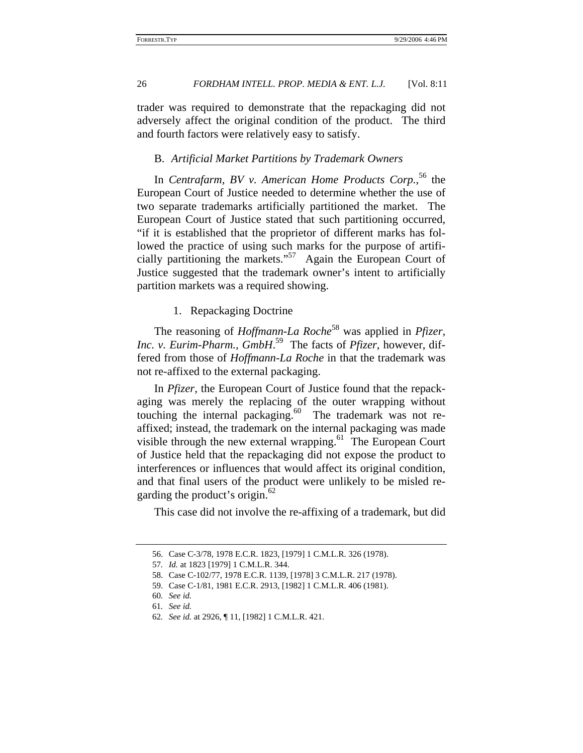trader was required to demonstrate that the repackaging did not adversely affect the original condition of the product. The third and fourth factors were relatively easy to satisfy.

### B. *Artificial Market Partitions by Trademark Owners*

In *Centrafarm, BV v. American Home Products Corp.*,[56] the European Court of Justice needed to determine whether the use of two separate trademarks artificially partitioned the market. The European Court of Justice stated that such partitioning occurred, "if it is established that the proprietor of different marks has followed the practice of using such marks for the purpose of artificially partitioning the markets."[57] Again the European Court of Justice suggested that the trademark owner's intent to artificially partition markets was a required showing.

#### 1. Repackaging Doctrine

The reasoning of *Hoffmann-La Roche*[58] was applied in *Pfizer, Inc. v. Eurim-Pharm., GmbH*.[59] The facts of *Pfizer*, however, differed from those of *Hoffmann-La Roche* in that the trademark was not re-affixed to the external packaging.

In *Pfizer*, the European Court of Justice found that the repackaging was merely the replacing of the outer wrapping without touching the internal packaging.[60] The trademark was not re-affixed; instead, the trademark on the internal packaging was made visible through the new external wrapping.[61] The European Court of Justice held that the repackaging did not expose the product to interferences or influences that would affect its original condition, and that final users of the product were unlikely to be misled regarding the product's origin.[62]

This case did not involve the re-affixing of a trademark, but did

---

56. Case C-3/78, 1978 E.C.R. 1823, [1979] 1 C.M.L.R. 326 (1978).

57. *Id.* at 1823 [1979] 1 C.M.L.R. 344.

58. Case C-102/77, 1978 E.C.R. 1139, [1978] 3 C.M.L.R. 217 (1978).

59. Case C-1/81, 1981 E.C.R. 2913, [1982] 1 C.M.L.R. 406 (1981).

60. *See id.*

61. *See id.*

62. *See id.* at 2926, ¶ 11, [1982] 1 C.M.L.R. 421.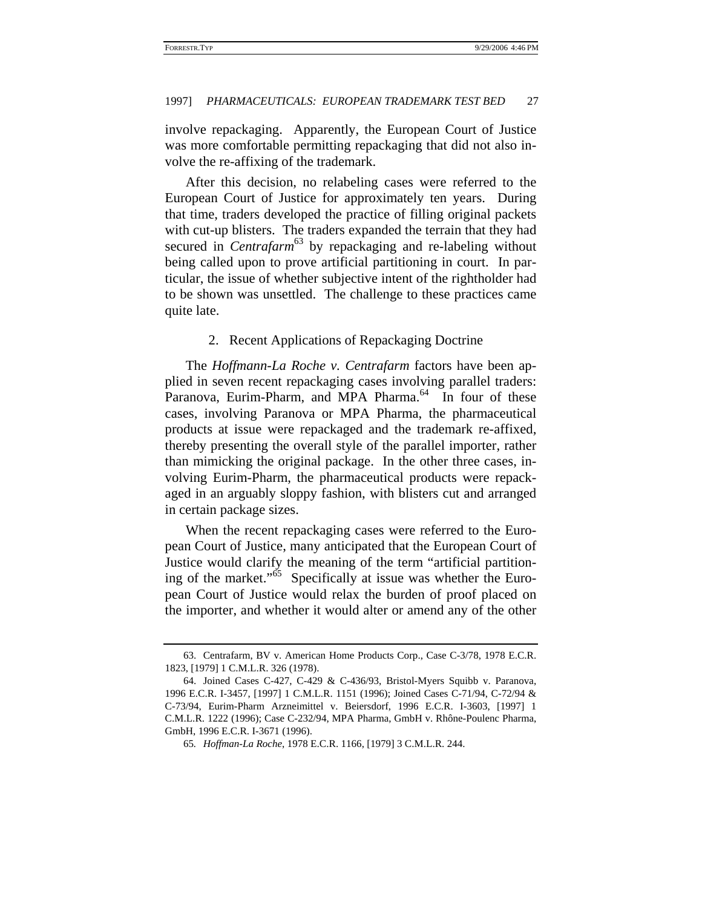involve repackaging. Apparently, the European Court of Justice was more comfortable permitting repackaging that did not also involve the re-affixing of the trademark.

After this decision, no relabeling cases were referred to the European Court of Justice for approximately ten years. During that time, traders developed the practice of filling original packets with cut-up blisters. The traders expanded the terrain that they had secured in *Centrafarm*[63] by repackaging and re-labeling without being called upon to prove artificial partitioning in court. In particular, the issue of whether subjective intent of the rightholder had to be shown was unsettled. The challenge to these practices came quite late.

### 2. Recent Applications of Repackaging Doctrine

The *Hoffmann-La Roche v. Centrafarm* factors have been applied in seven recent repackaging cases involving parallel traders: Paranova, Eurim-Pharm, and MPA Pharma.[64] In four of these cases, involving Paranova or MPA Pharma, the pharmaceutical products at issue were repackaged and the trademark re-affixed, thereby presenting the overall style of the parallel importer, rather than mimicking the original package. In the other three cases, involving Eurim-Pharm, the pharmaceutical products were repackaged in an arguably sloppy fashion, with blisters cut and arranged in certain package sizes.

When the recent repackaging cases were referred to the European Court of Justice, many anticipated that the European Court of Justice would clarify the meaning of the term "artificial partitioning of the market."[65] Specifically at issue was whether the European Court of Justice would relax the burden of proof placed on the importer, and whether it would alter or amend any of the other

---

63. Centrafarm, BV v. American Home Products Corp., Case C-3/78, 1978 E.C.R. 1823, [1979] 1 C.M.L.R. 326 (1978).

64. Joined Cases C-427, C-429 & C-436/93, Bristol-Myers Squibb v. Paranova, 1996 E.C.R. I-3457, [1997] 1 C.M.L.R. 1151 (1996); Joined Cases C-71/94, C-72/94 & C-73/94, Eurim-Pharm Arzneimittel v. Beiersdorf, 1996 E.C.R. I-3603, [1997] 1 C.M.L.R. 1222 (1996); Case C-232/94, MPA Pharma, GmbH v. Rhône-Poulenc Pharma, GmbH, 1996 E.C.R. I-3671 (1996).

65. *Hoffman-La Roche*, 1978 E.C.R. 1166, [1979] 3 C.M.L.R. 244.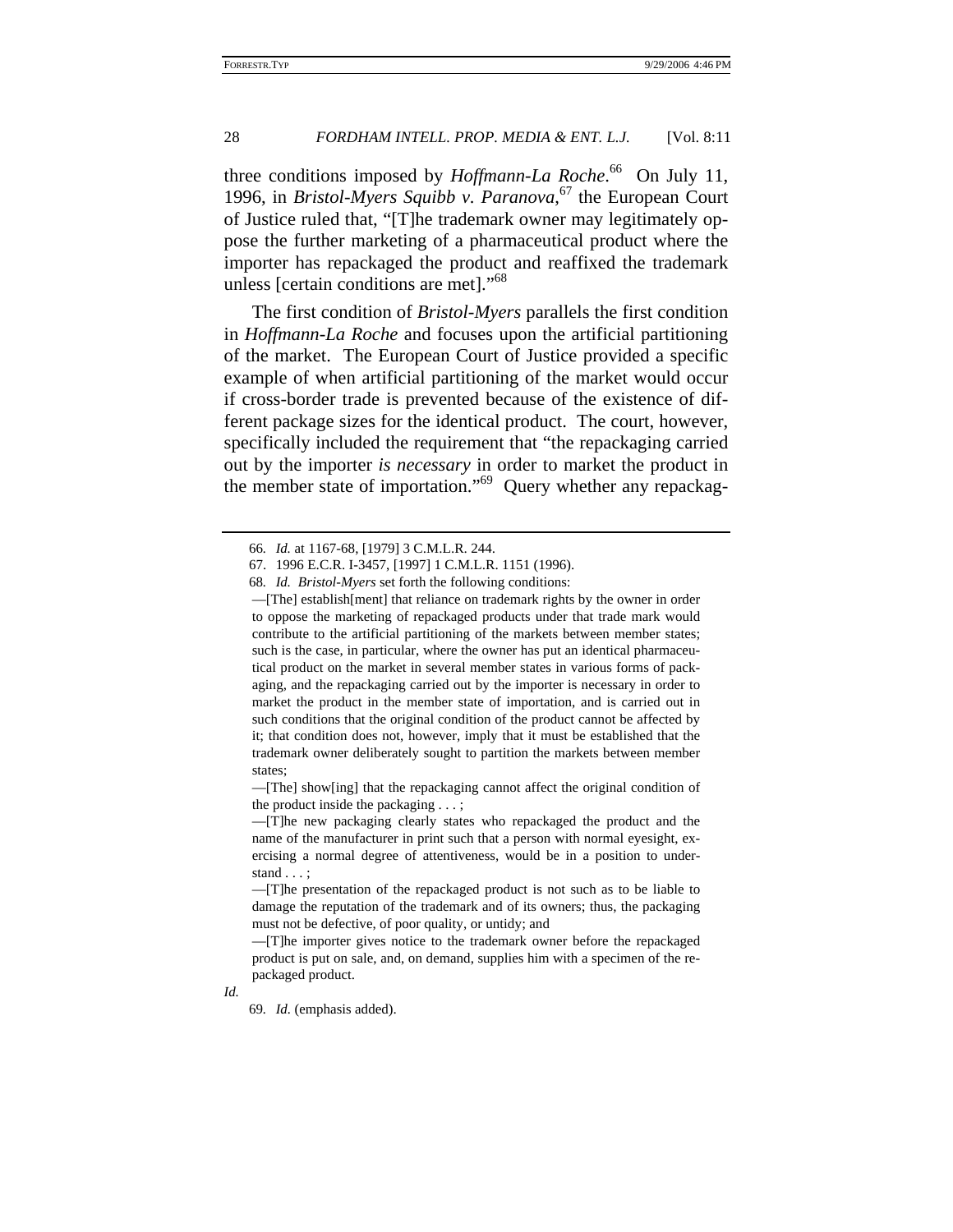three conditions imposed by *Hoffmann-La Roche*.[66] On July 11, 1996, in *Bristol-Myers Squibb v. Paranova*,[67] the European Court of Justice ruled that, "[T]he trademark owner may legitimately oppose the further marketing of a pharmaceutical product where the importer has repackaged the product and reaffixed the trademark unless [certain conditions are met]."[68]

The first condition of *Bristol-Myers* parallels the first condition in *Hoffmann-La Roche* and focuses upon the artificial partitioning of the market. The European Court of Justice provided a specific example of when artificial partitioning of the market would occur if cross-border trade is prevented because of the existence of different package sizes for the identical product. The court, however, specifically included the requirement that "the repackaging carried out by the importer *is necessary* in order to market the product in the member state of importation."[69] Query whether any repackag-

---

66. *Id.* at 1167-68, [1979] 3 C.M.L.R. 244.

67. 1996 E.C.R. I-3457, [1997] 1 C.M.L.R. 1151 (1996).

68. *Id.* *Bristol-Myers* set forth the following conditions:

—[The] establish[ment] that reliance on trademark rights by the owner in order to oppose the marketing of repackaged products under that trade mark would contribute to the artificial partitioning of the markets between member states; such is the case, in particular, where the owner has put an identical pharmaceutical product on the market in several member states in various forms of packaging, and the repackaging carried out by the importer is necessary in order to market the product in the member state of importation, and is carried out in such conditions that the original condition of the product cannot be affected by it; that condition does not, however, imply that it must be established that the trademark owner deliberately sought to partition the markets between member states;

—[The] show[ing] that the repackaging cannot affect the original condition of the product inside the packaging . . . ;

—[T]he new packaging clearly states who repackaged the product and the name of the manufacturer in print such that a person with normal eyesight, exercising a normal degree of attentiveness, would be in a position to understand . . . ;

—[T]he presentation of the repackaged product is not such as to be liable to damage the reputation of the trademark and of its owners; thus, the packaging must not be defective, of poor quality, or untidy; and

—[T]he importer gives notice to the trademark owner before the repackaged product is put on sale, and, on demand, supplies him with a specimen of the repackaged product.

*Id.*

69. *Id.* (emphasis added).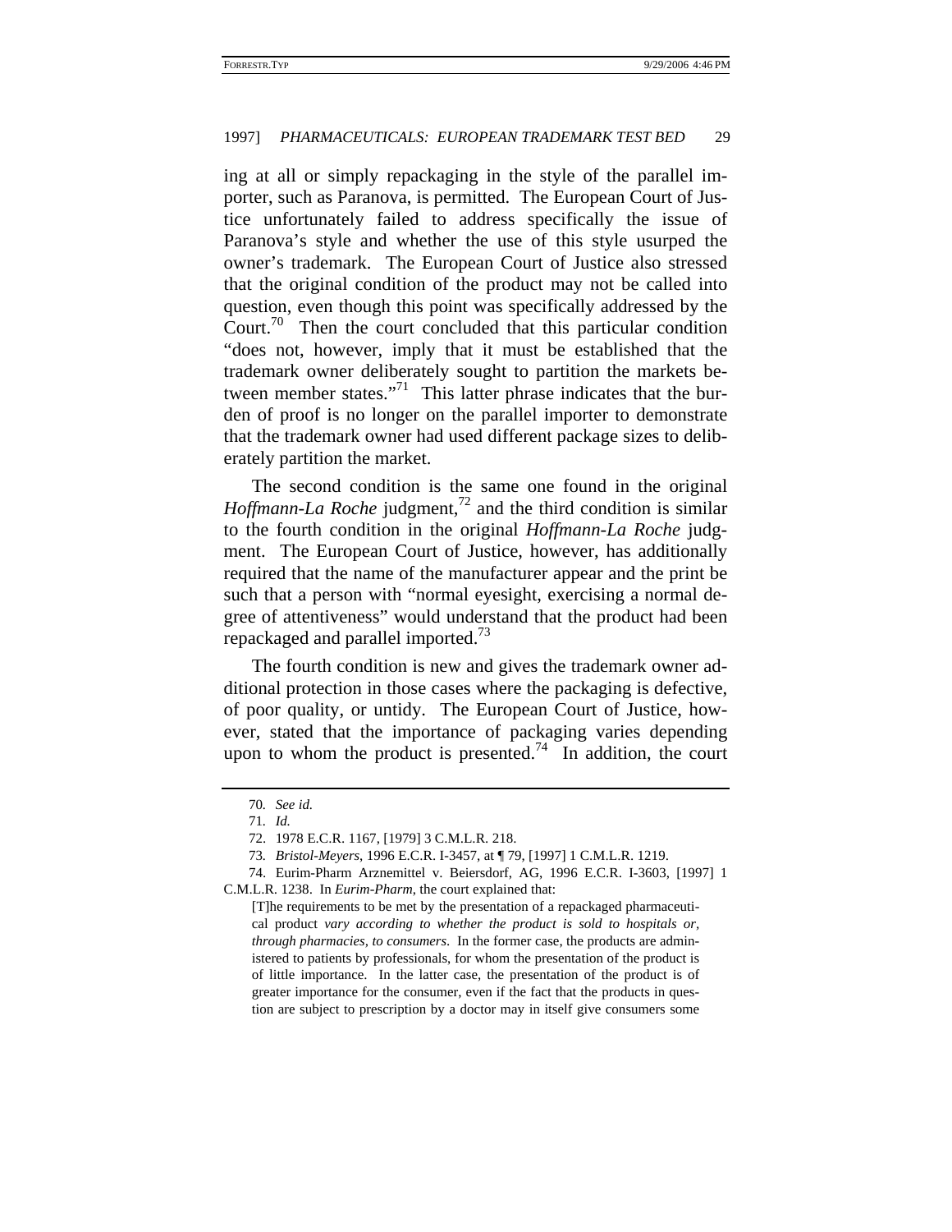ing at all or simply repackaging in the style of the parallel importer, such as Paranova, is permitted. The European Court of Justice unfortunately failed to address specifically the issue of Paranova's style and whether the use of this style usurped the owner's trademark. The European Court of Justice also stressed that the original condition of the product may not be called into question, even though this point was specifically addressed by the Court.[70] Then the court concluded that this particular condition "does not, however, imply that it must be established that the trademark owner deliberately sought to partition the markets between member states."[71] This latter phrase indicates that the burden of proof is no longer on the parallel importer to demonstrate that the trademark owner had used different package sizes to deliberately partition the market.

The second condition is the same one found in the original *Hoffmann-La Roche* judgment,[72] and the third condition is similar to the fourth condition in the original *Hoffmann-La Roche* judgment. The European Court of Justice, however, has additionally required that the name of the manufacturer appear and the print be such that a person with "normal eyesight, exercising a normal degree of attentiveness" would understand that the product had been repackaged and parallel imported.[73]

The fourth condition is new and gives the trademark owner additional protection in those cases where the packaging is defective, of poor quality, or untidy. The European Court of Justice, however, stated that the importance of packaging varies depending upon to whom the product is presented.[74] In addition, the court

---

70. *See id.*

71. *Id.*

72. 1978 E.C.R. 1167, [1979] 3 C.M.L.R. 218.

73. *Bristol-Meyers*, 1996 E.C.R. I-3457, at ¶ 79, [1997] 1 C.M.L.R. 1219.

74. Eurim-Pharm Arznemittel v. Beiersdorf, AG, 1996 E.C.R. I-3603, [1997] 1 C.M.L.R. 1238. In *Eurim-Pharm*, the court explained that:

> [T]he requirements to be met by the presentation of a repackaged pharmaceutical product *vary according to whether the product is sold to hospitals or, through pharmacies, to consumers*. In the former case, the products are administered to patients by professionals, for whom the presentation of the product is of little importance. In the latter case, the presentation of the product is of greater importance for the consumer, even if the fact that the products in question are subject to prescription by a doctor may in itself give consumers some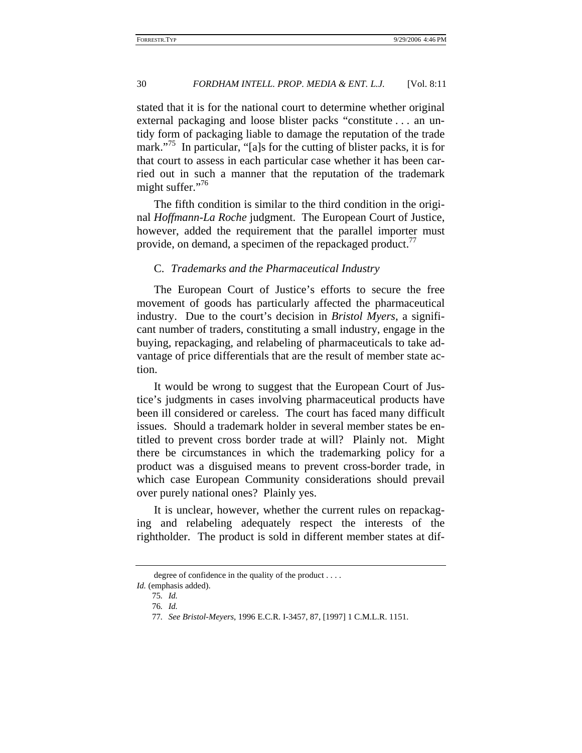stated that it is for the national court to determine whether original external packaging and loose blister packs "constitute . . . an untidy form of packaging liable to damage the reputation of the trade mark."[75] In particular, "[a]s for the cutting of blister packs, it is for that court to assess in each particular case whether it has been carried out in such a manner that the reputation of the trademark might suffer."[76]

The fifth condition is similar to the third condition in the original *Hoffmann-La Roche* judgment. The European Court of Justice, however, added the requirement that the parallel importer must provide, on demand, a specimen of the repackaged product.[77]

### C. *Trademarks and the Pharmaceutical Industry*

The European Court of Justice's efforts to secure the free movement of goods has particularly affected the pharmaceutical industry. Due to the court's decision in *Bristol Myers*, a significant number of traders, constituting a small industry, engage in the buying, repackaging, and relabeling of pharmaceuticals to take advantage of price differentials that are the result of member state action.

It would be wrong to suggest that the European Court of Justice's judgments in cases involving pharmaceutical products have been ill considered or careless. The court has faced many difficult issues. Should a trademark holder in several member states be entitled to prevent cross border trade at will? Plainly not. Might there be circumstances in which the trademarking policy for a product was a disguised means to prevent cross-border trade, in which case European Community considerations should prevail over purely national ones? Plainly yes.

It is unclear, however, whether the current rules on repackaging and relabeling adequately respect the interests of the rightholder. The product is sold in different member states at dif-

---

degree of confidence in the quality of the product . . . .

*Id.* (emphasis added).

75. *Id.*

76. *Id.*

77. *See Bristol-Meyers*, 1996 E.C.R. I-3457, 87, [1997] 1 C.M.L.R. 1151.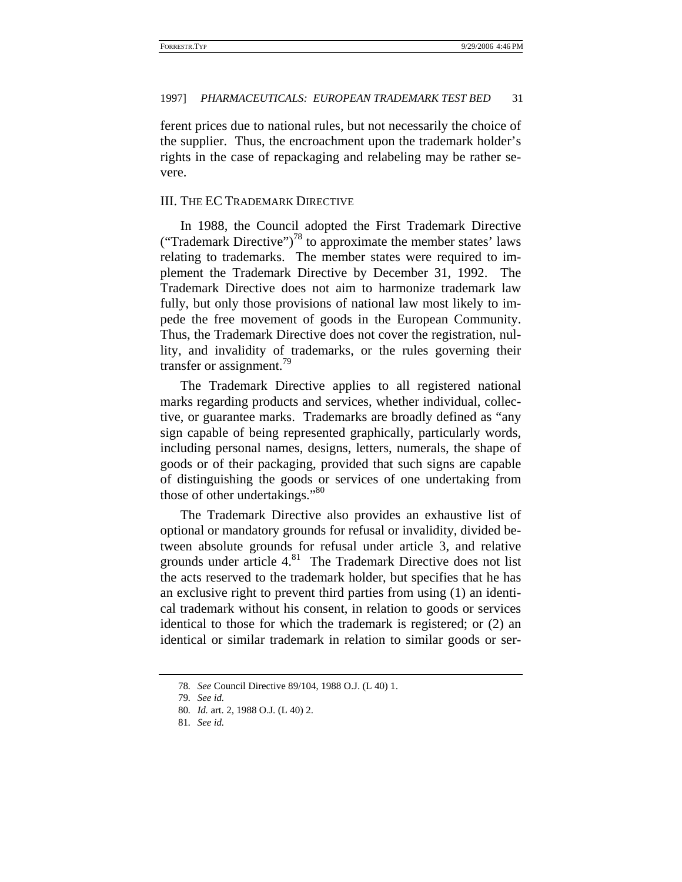ferent prices due to national rules, but not necessarily the choice of the supplier. Thus, the encroachment upon the trademark holder's rights in the case of repackaging and relabeling may be rather severe.

## III. The EC Trademark Directive

In 1988, the Council adopted the First Trademark Directive ("Trademark Directive")[78] to approximate the member states' laws relating to trademarks. The member states were required to implement the Trademark Directive by December 31, 1992. The Trademark Directive does not aim to harmonize trademark law fully, but only those provisions of national law most likely to impede the free movement of goods in the European Community. Thus, the Trademark Directive does not cover the registration, nullity, and invalidity of trademarks, or the rules governing their transfer or assignment.[79]

The Trademark Directive applies to all registered national marks regarding products and services, whether individual, collective, or guarantee marks. Trademarks are broadly defined as "any sign capable of being represented graphically, particularly words, including personal names, designs, letters, numerals, the shape of goods or of their packaging, provided that such signs are capable of distinguishing the goods or services of one undertaking from those of other undertakings."[80]

The Trademark Directive also provides an exhaustive list of optional or mandatory grounds for refusal or invalidity, divided between absolute grounds for refusal under article 3, and relative grounds under article 4.[81] The Trademark Directive does not list the acts reserved to the trademark holder, but specifies that he has an exclusive right to prevent third parties from using (1) an identical trademark without his consent, in relation to goods or services identical to those for which the trademark is registered; or (2) an identical or similar trademark in relation to similar goods or ser-

---

78. *See* Council Directive 89/104, 1988 O.J. (L 40) 1.

79. *See id.*

80. *Id.* art. 2, 1988 O.J. (L 40) 2.

81. *See id.*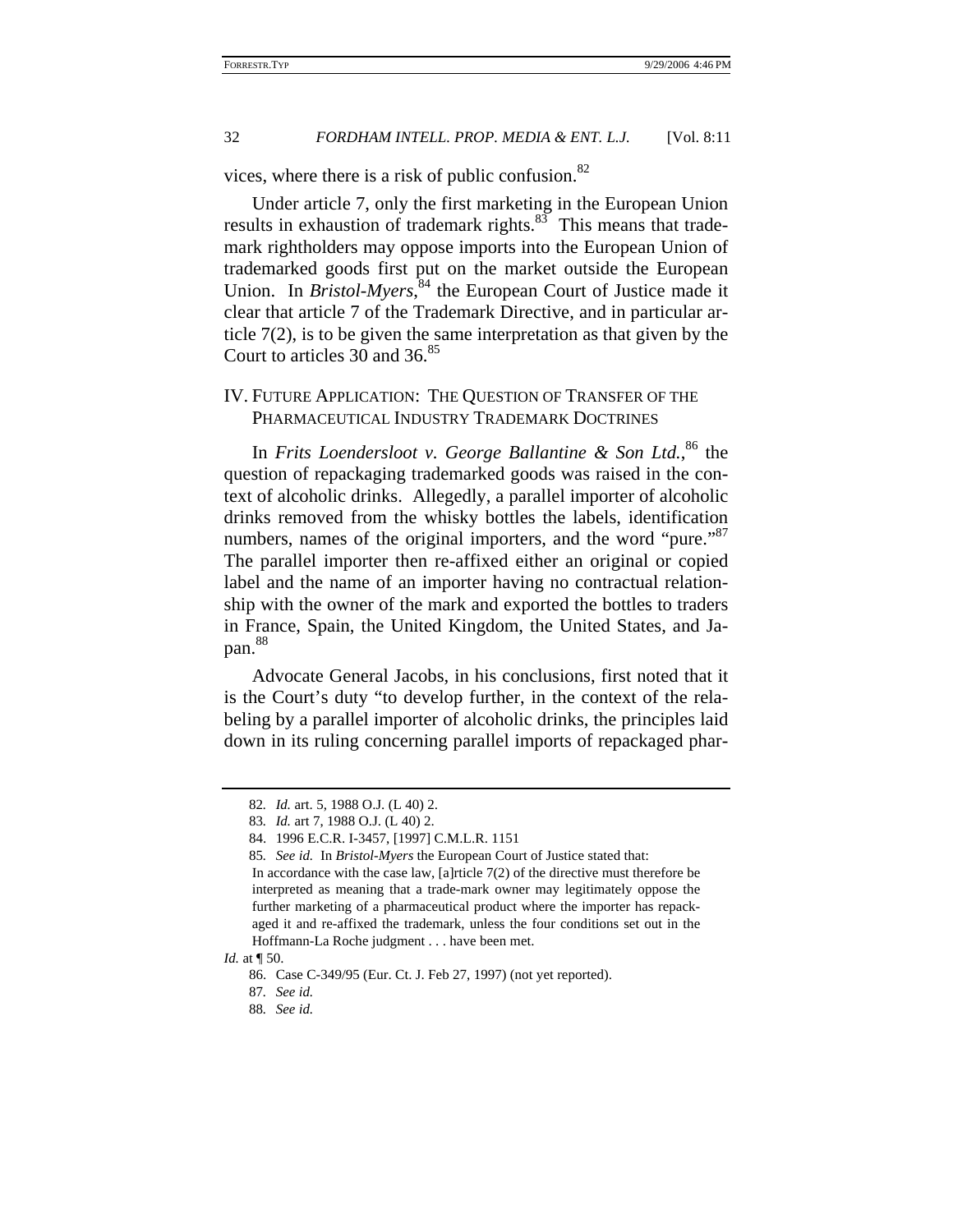vices, where there is a risk of public confusion.[82]

Under article 7, only the first marketing in the European Union results in exhaustion of trademark rights.[83] This means that trademark rightholders may oppose imports into the European Union of trademarked goods first put on the market outside the European Union. In *Bristol-Myers*,[84] the European Court of Justice made it clear that article 7 of the Trademark Directive, and in particular article 7(2), is to be given the same interpretation as that given by the Court to articles 30 and 36.[85]

## IV. Future Application: The Question of Transfer of the Pharmaceutical Industry Trademark Doctrines

In *Frits Loendersloot v. George Ballantine & Son Ltd.*,[86] the question of repackaging trademarked goods was raised in the context of alcoholic drinks. Allegedly, a parallel importer of alcoholic drinks removed from the whisky bottles the labels, identification numbers, names of the original importers, and the word "pure."[87] The parallel importer then re-affixed either an original or copied label and the name of an importer having no contractual relationship with the owner of the mark and exported the bottles to traders in France, Spain, the United Kingdom, the United States, and Japan.[88]

Advocate General Jacobs, in his conclusions, first noted that it is the Court's duty "to develop further, in the context of the relabeling by a parallel importer of alcoholic drinks, the principles laid down in its ruling concerning parallel imports of repackaged phar-

---

82. *Id.* art. 5, 1988 O.J. (L 40) 2.

83. *Id.* art 7, 1988 O.J. (L 40) 2.

84. 1996 E.C.R. I-3457, [1997] C.M.L.R. 1151

85. *See id.* In *Bristol-Myers* the European Court of Justice stated that:

> In accordance with the case law, [a]rticle 7(2) of the directive must therefore be interpreted as meaning that a trade-mark owner may legitimately oppose the further marketing of a pharmaceutical product where the importer has repackaged it and re-affixed the trademark, unless the four conditions set out in the Hoffmann-La Roche judgment . . . have been met.

*Id.* at ¶ 50.

86. Case C-349/95 (Eur. Ct. J. Feb 27, 1997) (not yet reported).

87. *See id.*

88. *See id.*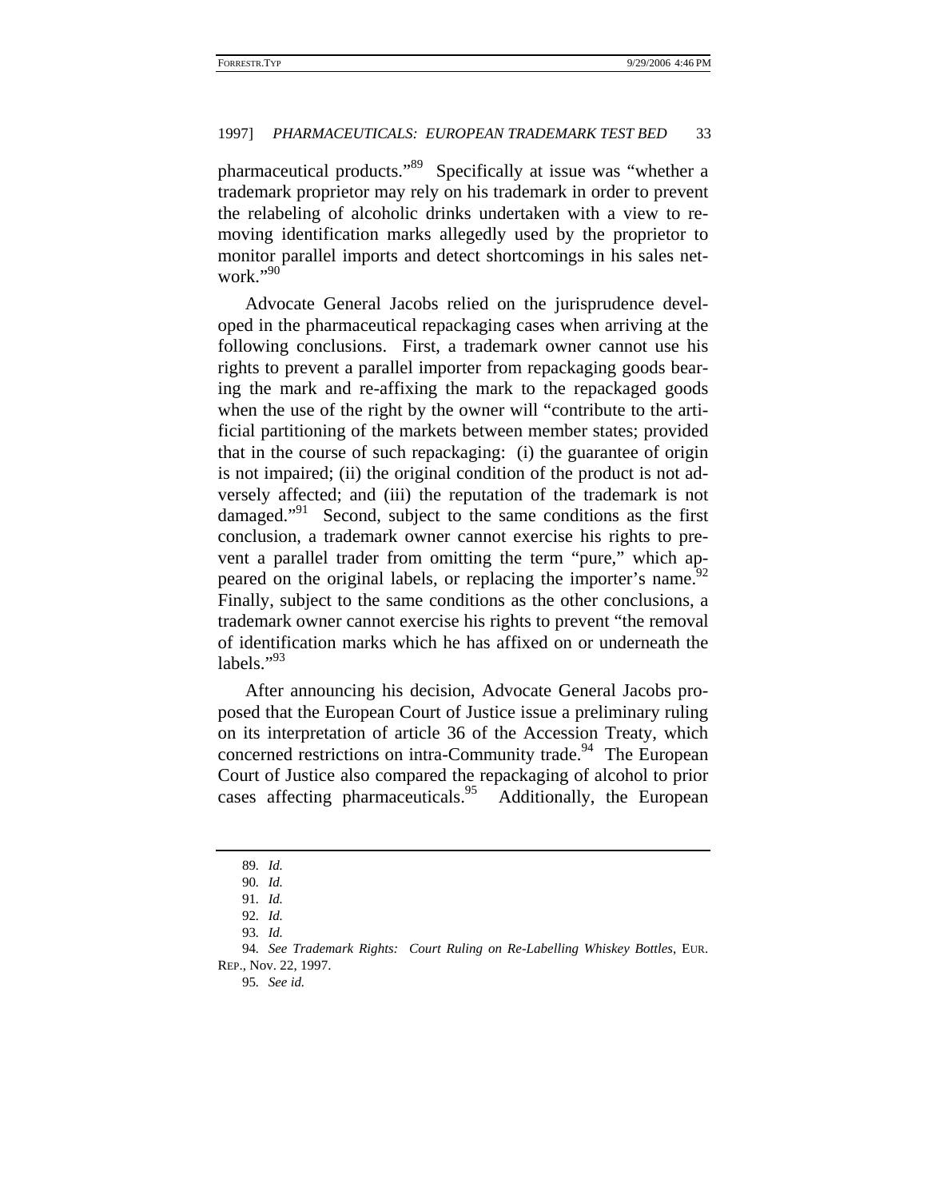pharmaceutical products."[89] Specifically at issue was "whether a trademark proprietor may rely on his trademark in order to prevent the relabeling of alcoholic drinks undertaken with a view to removing identification marks allegedly used by the proprietor to monitor parallel imports and detect shortcomings in his sales network."[90]

Advocate General Jacobs relied on the jurisprudence developed in the pharmaceutical repackaging cases when arriving at the following conclusions. First, a trademark owner cannot use his rights to prevent a parallel importer from repackaging goods bearing the mark and re-affixing the mark to the repackaged goods when the use of the right by the owner will "contribute to the artificial partitioning of the markets between member states; provided that in the course of such repackaging: (i) the guarantee of origin is not impaired; (ii) the original condition of the product is not adversely affected; and (iii) the reputation of the trademark is not damaged."[91] Second, subject to the same conditions as the first conclusion, a trademark owner cannot exercise his rights to prevent a parallel trader from omitting the term "pure," which appeared on the original labels, or replacing the importer's name.[92] Finally, subject to the same conditions as the other conclusions, a trademark owner cannot exercise his rights to prevent "the removal of identification marks which he has affixed on or underneath the labels."[93]

After announcing his decision, Advocate General Jacobs proposed that the European Court of Justice issue a preliminary ruling on its interpretation of article 36 of the Accession Treaty, which concerned restrictions on intra-Community trade.[94] The European Court of Justice also compared the repackaging of alcohol to prior cases affecting pharmaceuticals.[95] Additionally, the European

---

89. *Id.*

90. *Id.*

91. *Id.*

92. *Id.*

93. *Id.*

94. *See Trademark Rights: Court Ruling on Re-Labelling Whiskey Bottles*, EUR. REP., Nov. 22, 1997.

95. *See id.*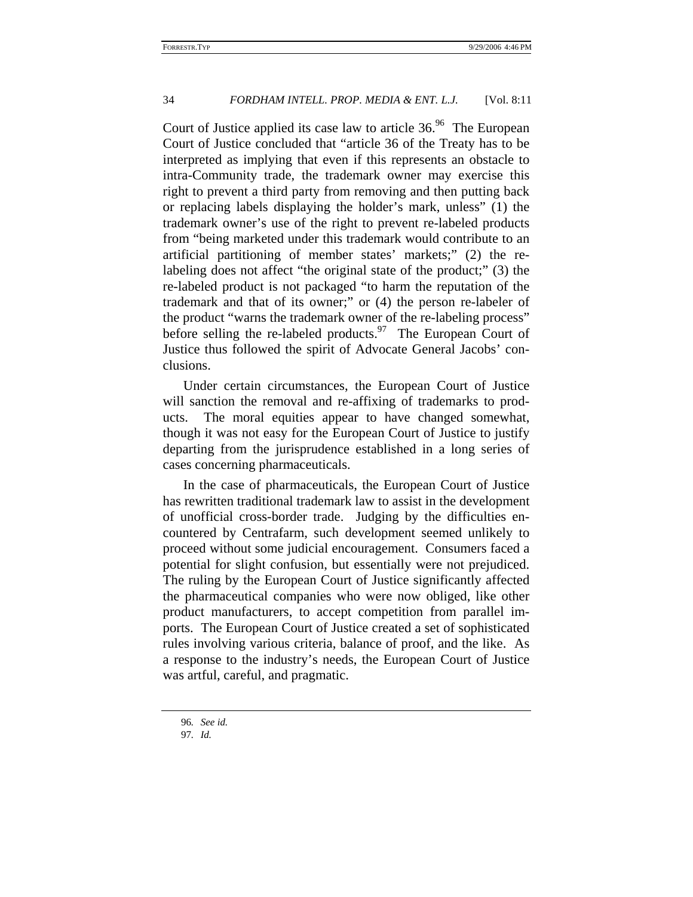Court of Justice applied its case law to article 36.[96] The European Court of Justice concluded that "article 36 of the Treaty has to be interpreted as implying that even if this represents an obstacle to intra-Community trade, the trademark owner may exercise this right to prevent a third party from removing and then putting back or replacing labels displaying the holder's mark, unless" (1) the trademark owner's use of the right to prevent re-labeled products from "being marketed under this trademark would contribute to an artificial partitioning of member states' markets;" (2) the re-labeling does not affect "the original state of the product;" (3) the re-labeled product is not packaged "to harm the reputation of the trademark and that of its owner;" or (4) the person re-labeler of the product "warns the trademark owner of the re-labeling process" before selling the re-labeled products.[97] The European Court of Justice thus followed the spirit of Advocate General Jacobs' conclusions.

Under certain circumstances, the European Court of Justice will sanction the removal and re-affixing of trademarks to products. The moral equities appear to have changed somewhat, though it was not easy for the European Court of Justice to justify departing from the jurisprudence established in a long series of cases concerning pharmaceuticals.

In the case of pharmaceuticals, the European Court of Justice has rewritten traditional trademark law to assist in the development of unofficial cross-border trade. Judging by the difficulties encountered by Centrafarm, such development seemed unlikely to proceed without some judicial encouragement. Consumers faced a potential for slight confusion, but essentially were not prejudiced. The ruling by the European Court of Justice significantly affected the pharmaceutical companies who were now obliged, like other product manufacturers, to accept competition from parallel imports. The European Court of Justice created a set of sophisticated rules involving various criteria, balance of proof, and the like. As a response to the industry's needs, the European Court of Justice was artful, careful, and pragmatic.

---

96. *See id.*

97. *Id.*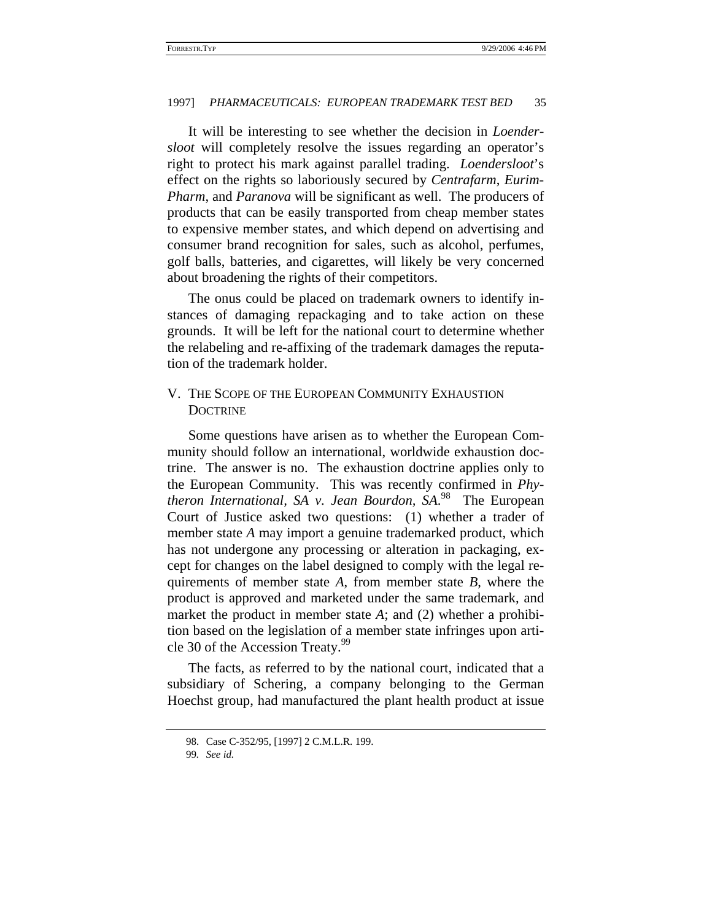It will be interesting to see whether the decision in *Loendersloot* will completely resolve the issues regarding an operator's right to protect his mark against parallel trading. *Loendersloot*'s effect on the rights so laboriously secured by *Centrafarm*, *Eurim-Pharm*, and *Paranova* will be significant as well. The producers of products that can be easily transported from cheap member states to expensive member states, and which depend on advertising and consumer brand recognition for sales, such as alcohol, perfumes, golf balls, batteries, and cigarettes, will likely be very concerned about broadening the rights of their competitors.

The onus could be placed on trademark owners to identify instances of damaging repackaging and to take action on these grounds. It will be left for the national court to determine whether the relabeling and re-affixing of the trademark damages the reputation of the trademark holder.

## V. THE SCOPE OF THE EUROPEAN COMMUNITY EXHAUSTION DOCTRINE

Some questions have arisen as to whether the European Community should follow an international, worldwide exhaustion doctrine. The answer is no. The exhaustion doctrine applies only to the European Community. This was recently confirmed in *Phytheron International, SA v. Jean Bourdon, SA*.[98] The European Court of Justice asked two questions: (1) whether a trader of member state *A* may import a genuine trademarked product, which has not undergone any processing or alteration in packaging, except for changes on the label designed to comply with the legal requirements of member state *A*, from member state *B*, where the product is approved and marketed under the same trademark, and market the product in member state *A*; and (2) whether a prohibition based on the legislation of a member state infringes upon article 30 of the Accession Treaty.[99]

The facts, as referred to by the national court, indicated that a subsidiary of Schering, a company belonging to the German Hoechst group, had manufactured the plant health product at issue

---

98. Case C-352/95, [1997] 2 C.M.L.R. 199.

99. *See id.*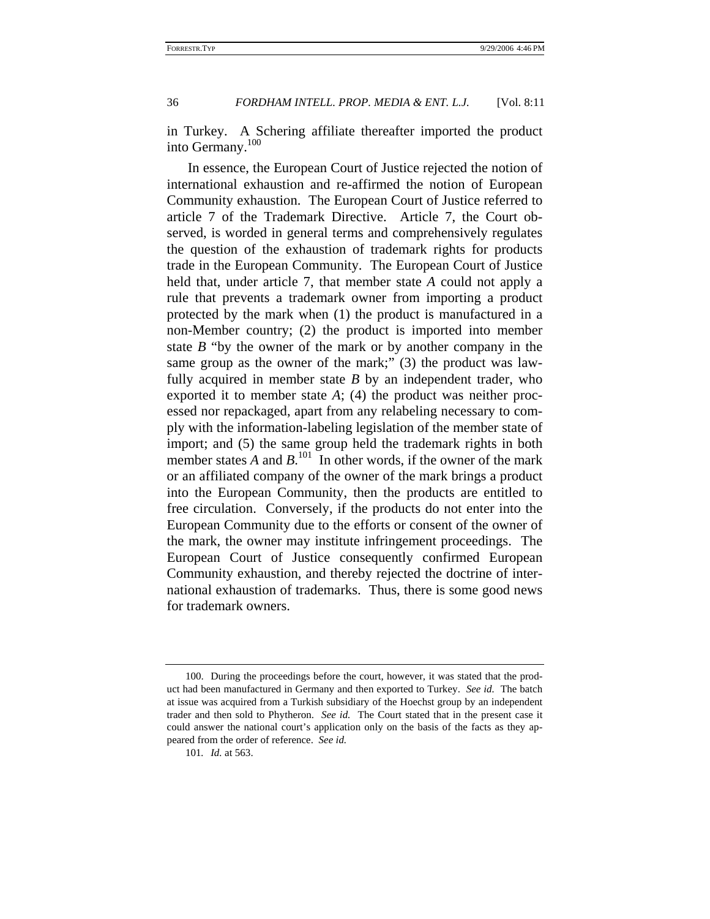in Turkey. A Schering affiliate thereafter imported the product into Germany.[100]

In essence, the European Court of Justice rejected the notion of international exhaustion and re-affirmed the notion of European Community exhaustion. The European Court of Justice referred to article 7 of the Trademark Directive. Article 7, the Court observed, is worded in general terms and comprehensively regulates the question of the exhaustion of trademark rights for products trade in the European Community. The European Court of Justice held that, under article 7, that member state *A* could not apply a rule that prevents a trademark owner from importing a product protected by the mark when (1) the product is manufactured in a non-Member country; (2) the product is imported into member state *B* "by the owner of the mark or by another company in the same group as the owner of the mark;" (3) the product was lawfully acquired in member state *B* by an independent trader, who exported it to member state *A*; (4) the product was neither processed nor repackaged, apart from any relabeling necessary to comply with the information-labeling legislation of the member state of import; and (5) the same group held the trademark rights in both member states *A* and *B*.[101] In other words, if the owner of the mark or an affiliated company of the owner of the mark brings a product into the European Community, then the products are entitled to free circulation. Conversely, if the products do not enter into the European Community due to the efforts or consent of the owner of the mark, the owner may institute infringement proceedings. The European Court of Justice consequently confirmed European Community exhaustion, and thereby rejected the doctrine of international exhaustion of trademarks. Thus, there is some good news for trademark owners.

---

100. During the proceedings before the court, however, it was stated that the product had been manufactured in Germany and then exported to Turkey. *See id.* The batch at issue was acquired from a Turkish subsidiary of the Hoechst group by an independent trader and then sold to Phytheron. *See id.* The Court stated that in the present case it could answer the national court's application only on the basis of the facts as they appeared from the order of reference. *See id.*

101. *Id.* at 563.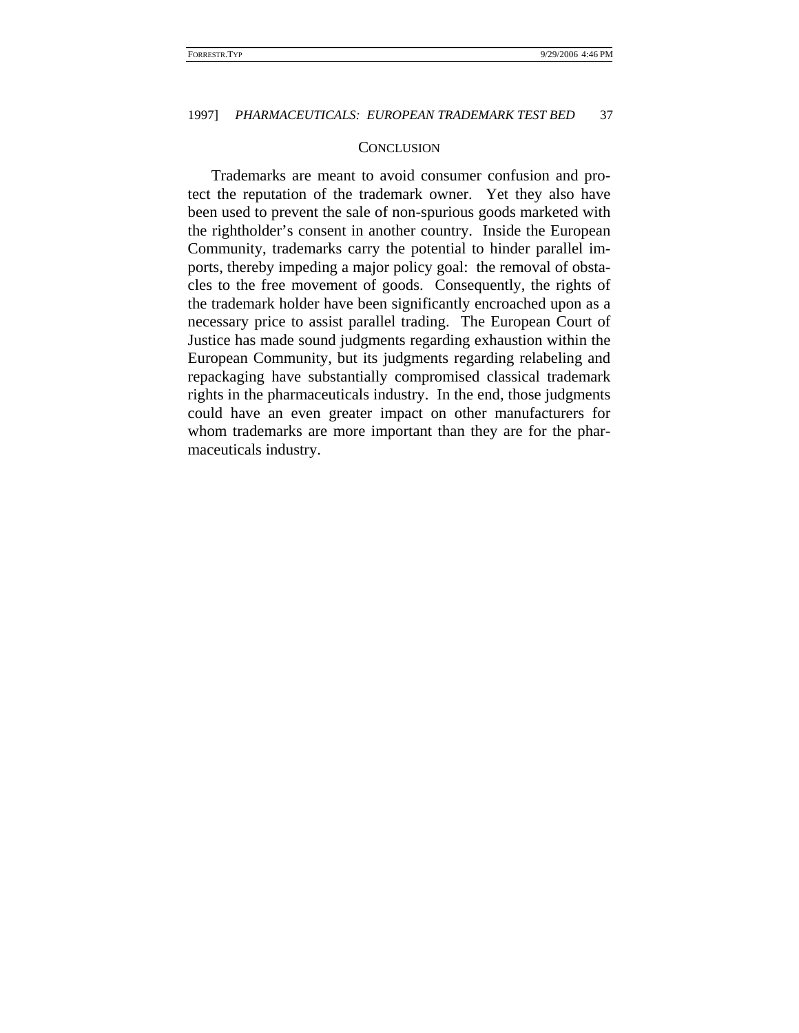## Conclusion

Trademarks are meant to avoid consumer confusion and protect the reputation of the trademark owner. Yet they also have been used to prevent the sale of non-spurious goods marketed with the rightholder's consent in another country. Inside the European Community, trademarks carry the potential to hinder parallel imports, thereby impeding a major policy goal: the removal of obstacles to the free movement of goods. Consequently, the rights of the trademark holder have been significantly encroached upon as a necessary price to assist parallel trading. The European Court of Justice has made sound judgments regarding exhaustion within the European Community, but its judgments regarding relabeling and repackaging have substantially compromised classical trademark rights in the pharmaceuticals industry. In the end, those judgments could have an even greater impact on other manufacturers for whom trademarks are more important than they are for the pharmaceuticals industry.